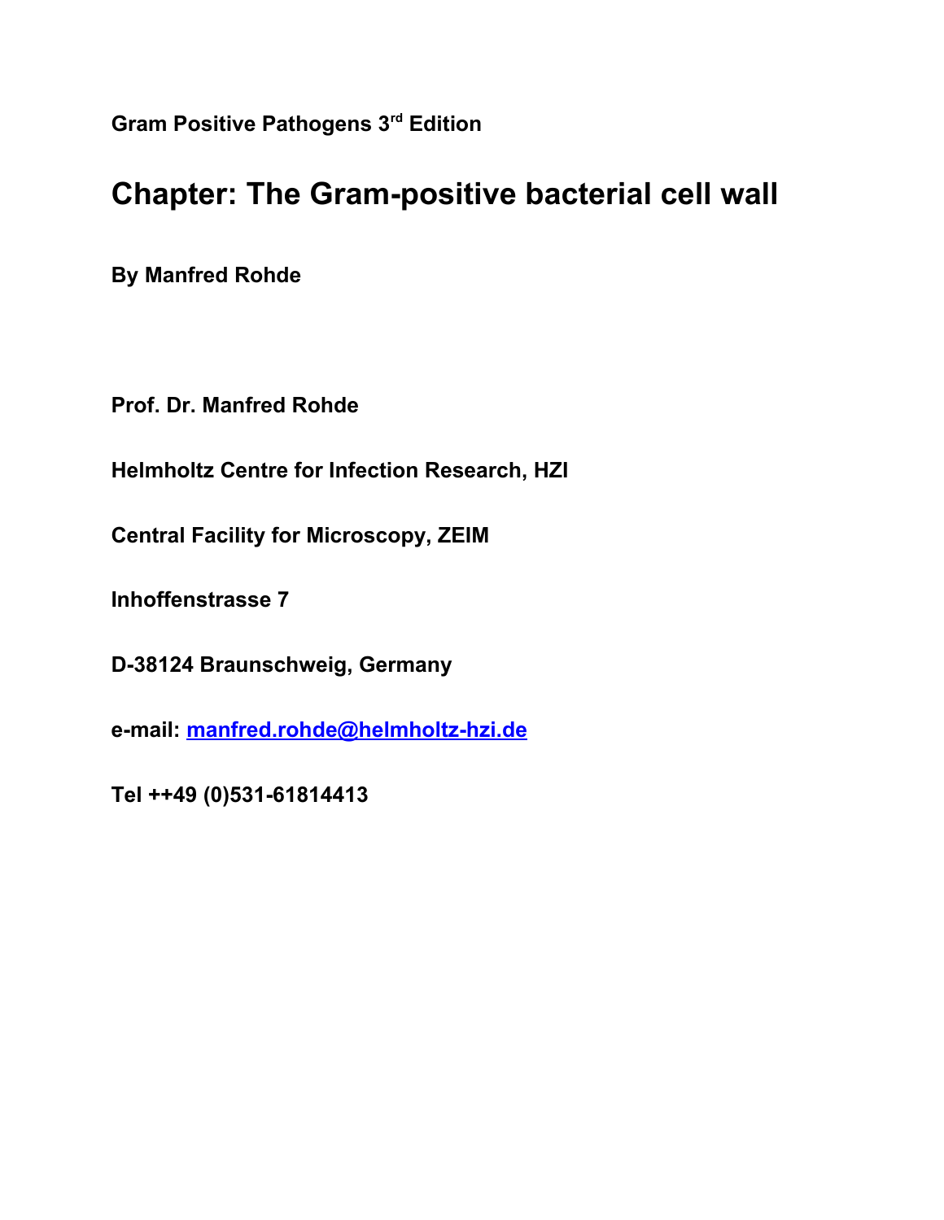**Gram Positive Pathogens 3rd Edition**

# Chapter: The Gram-positive bacterial cell wall

**By Manfred Rohde**

**Prof. Dr. Manfred Rohde**

**Helmholtz Centre for Infection Research, HZI**

**Central Facility for Microscopy, ZEIM**

**Inhoffenstrasse 7**

**D-38124 Braunschweig, Germany**

**e-mail: manfred.rohde@helmholtz-hzi.de**

**Tel ++49 (0)531-61814413**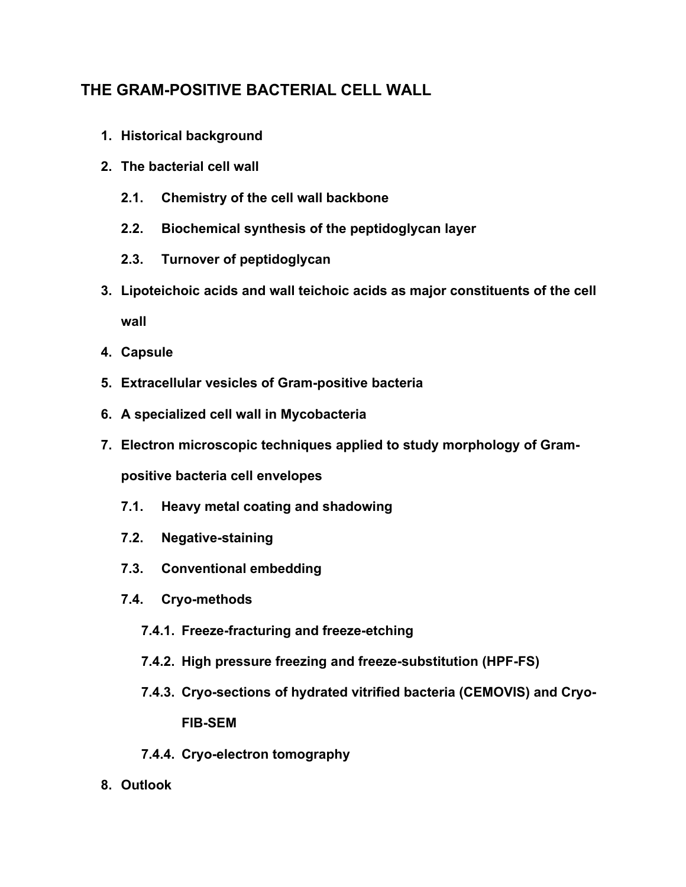# THE GRAM-POSITIVE BACTERIAL CELL WALL

1. **Historical background**
2. **The bacterial cell wall**
   - 2.1. **Chemistry of the cell wall backbone**
   - 2.2. **Biochemical synthesis of the peptidoglycan layer**
   - 2.3. **Turnover of peptidoglycan**
3. **Lipoteichoic acids and wall teichoic acids as major constituents of the cell wall**
4. **Capsule**
5. **Extracellular vesicles of Gram-positive bacteria**
6. **A specialized cell wall in Mycobacteria**
7. **Electron microscopic techniques applied to study morphology of Gram-positive bacteria cell envelopes**
   - 7.1. **Heavy metal coating and shadowing**
   - 7.2. **Negative-staining**
   - 7.3. **Conventional embedding**
   - 7.4. **Cryo-methods**
     - 7.4.1. **Freeze-fracturing and freeze-etching**
     - 7.4.2. **High pressure freezing and freeze-substitution (HPF-FS)**
     - 7.4.3. **Cryo-sections of hydrated vitrified bacteria (CEMOVIS) and Cryo-FIB-SEM**
     - 7.4.4. **Cryo-electron tomography**
8. **Outlook**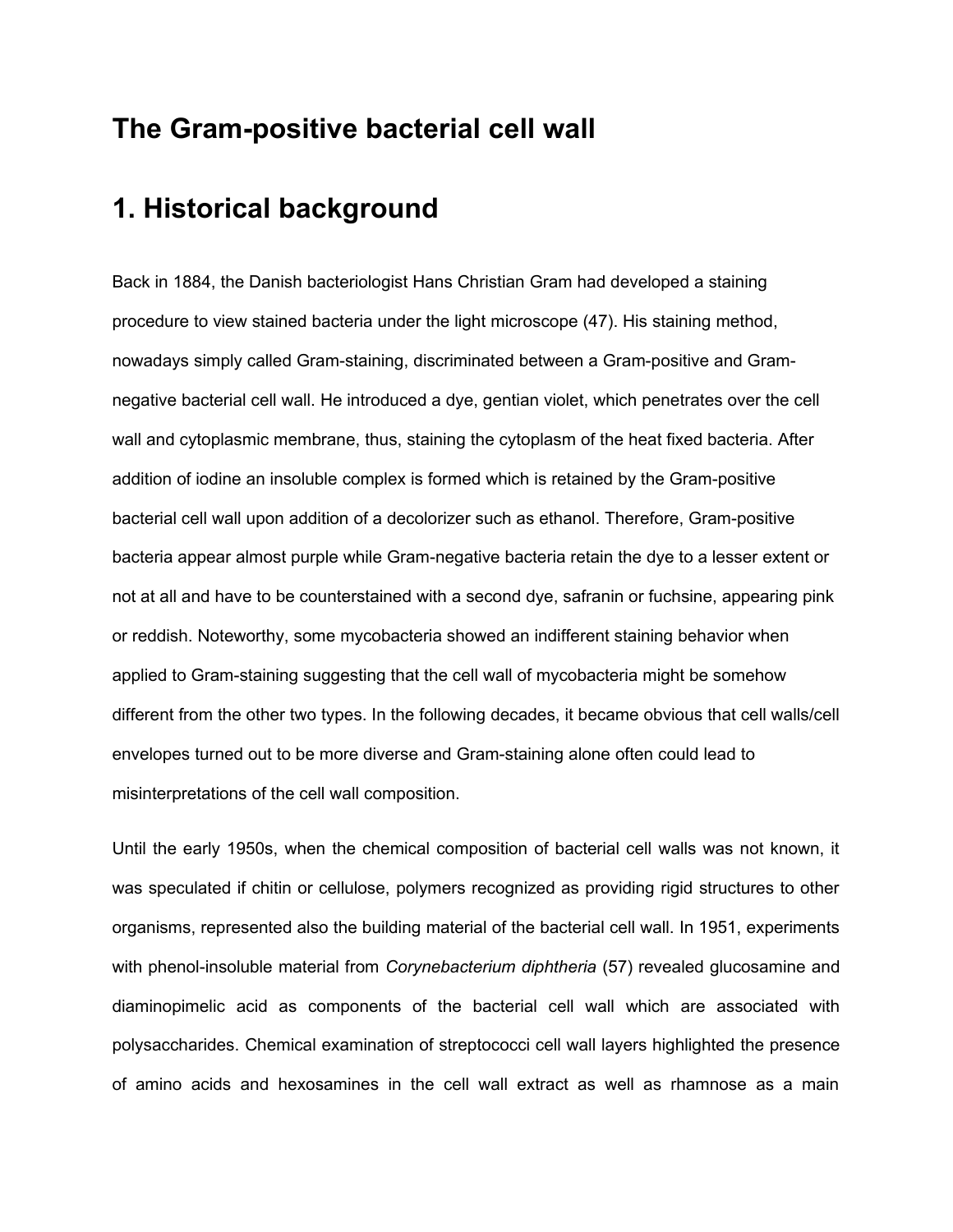# The Gram-positive bacterial cell wall

# 1. Historical background

Back in 1884, the Danish bacteriologist Hans Christian Gram had developed a staining procedure to view stained bacteria under the light microscope (47). His staining method, nowadays simply called Gram-staining, discriminated between a Gram-positive and Gram-negative bacterial cell wall. He introduced a dye, gentian violet, which penetrates over the cell wall and cytoplasmic membrane, thus, staining the cytoplasm of the heat fixed bacteria. After addition of iodine an insoluble complex is formed which is retained by the Gram-positive bacterial cell wall upon addition of a decolorizer such as ethanol. Therefore, Gram-positive bacteria appear almost purple while Gram-negative bacteria retain the dye to a lesser extent or not at all and have to be counterstained with a second dye, safranin or fuchsine, appearing pink or reddish. Noteworthy, some mycobacteria showed an indifferent staining behavior when applied to Gram-staining suggesting that the cell wall of mycobacteria might be somehow different from the other two types. In the following decades, it became obvious that cell walls/cell envelopes turned out to be more diverse and Gram-staining alone often could lead to misinterpretations of the cell wall composition.

Until the early 1950s, when the chemical composition of bacterial cell walls was not known, it was speculated if chitin or cellulose, polymers recognized as providing rigid structures to other organisms, represented also the building material of the bacterial cell wall. In 1951, experiments with phenol-insoluble material from *Corynebacterium diphtheria* (57) revealed glucosamine and diaminopimelic acid as components of the bacterial cell wall which are associated with polysaccharides. Chemical examination of streptococci cell wall layers highlighted the presence of amino acids and hexosamines in the cell wall extract as well as rhamnose as a main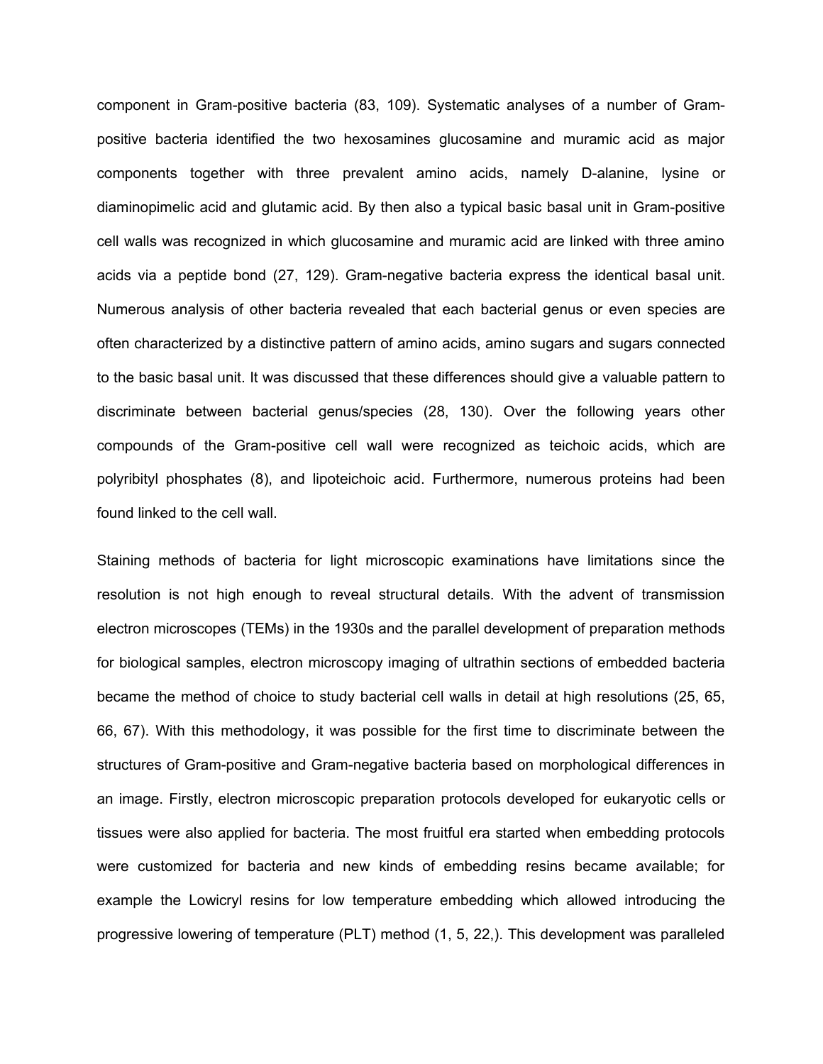component in Gram-positive bacteria (83, 109). Systematic analyses of a number of Gram-positive bacteria identified the two hexosamines glucosamine and muramic acid as major components together with three prevalent amino acids, namely D-alanine, lysine or diaminopimelic acid and glutamic acid. By then also a typical basic basal unit in Gram-positive cell walls was recognized in which glucosamine and muramic acid are linked with three amino acids via a peptide bond (27, 129). Gram-negative bacteria express the identical basal unit. Numerous analysis of other bacteria revealed that each bacterial genus or even species are often characterized by a distinctive pattern of amino acids, amino sugars and sugars connected to the basic basal unit. It was discussed that these differences should give a valuable pattern to discriminate between bacterial genus/species (28, 130). Over the following years other compounds of the Gram-positive cell wall were recognized as teichoic acids, which are polyribityl phosphates (8), and lipoteichoic acid. Furthermore, numerous proteins had been found linked to the cell wall.

Staining methods of bacteria for light microscopic examinations have limitations since the resolution is not high enough to reveal structural details. With the advent of transmission electron microscopes (TEMs) in the 1930s and the parallel development of preparation methods for biological samples, electron microscopy imaging of ultrathin sections of embedded bacteria became the method of choice to study bacterial cell walls in detail at high resolutions (25, 65, 66, 67). With this methodology, it was possible for the first time to discriminate between the structures of Gram-positive and Gram-negative bacteria based on morphological differences in an image. Firstly, electron microscopic preparation protocols developed for eukaryotic cells or tissues were also applied for bacteria. The most fruitful era started when embedding protocols were customized for bacteria and new kinds of embedding resins became available; for example the Lowicryl resins for low temperature embedding which allowed introducing the progressive lowering of temperature (PLT) method (1, 5, 22,). This development was paralleled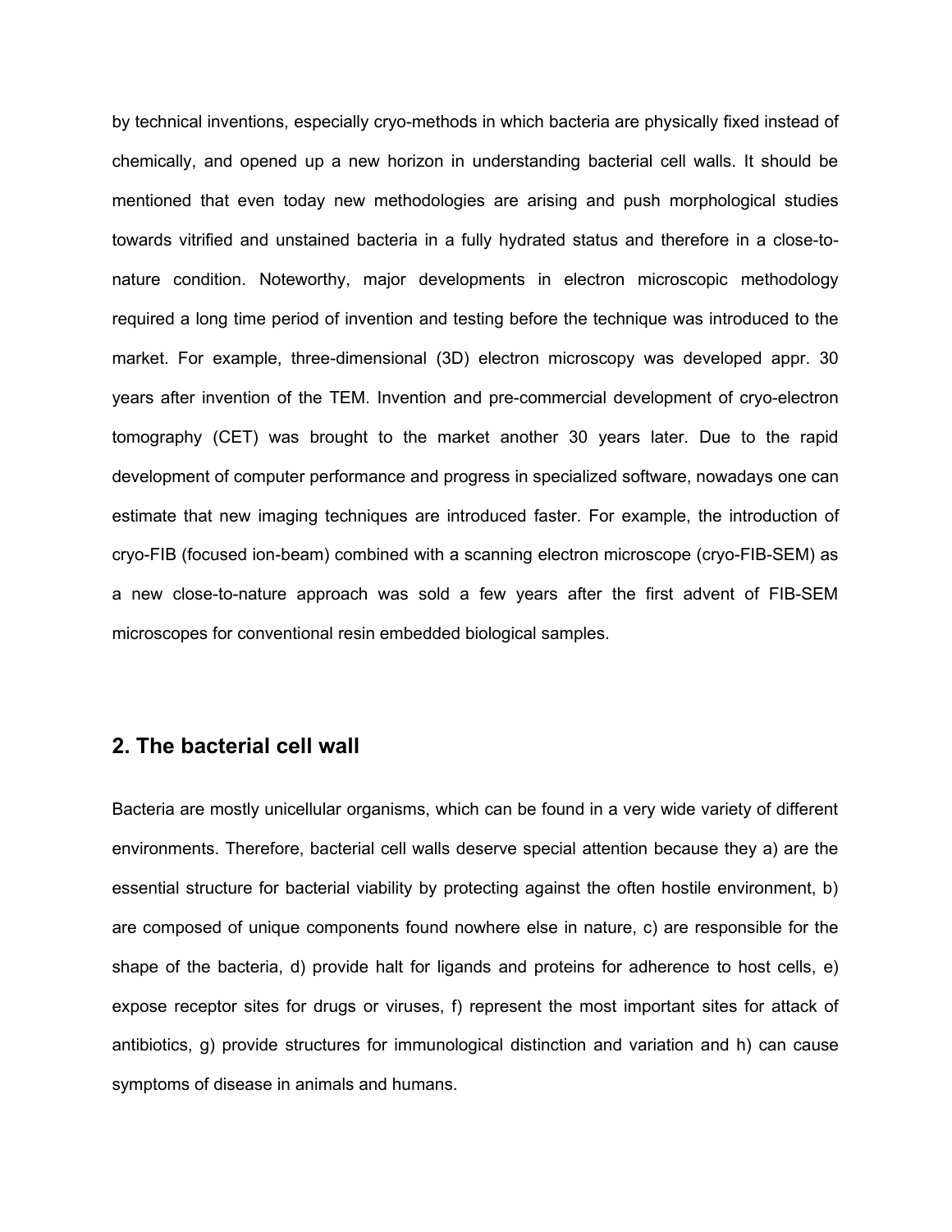by technical inventions, especially cryo-methods in which bacteria are physically fixed instead of chemically, and opened up a new horizon in understanding bacterial cell walls. It should be mentioned that even today new methodologies are arising and push morphological studies towards vitrified and unstained bacteria in a fully hydrated status and therefore in a close-to-nature condition. Noteworthy, major developments in electron microscopic methodology required a long time period of invention and testing before the technique was introduced to the market. For example, three-dimensional (3D) electron microscopy was developed appr. 30 years after invention of the TEM. Invention and pre-commercial development of cryo-electron tomography (CET) was brought to the market another 30 years later. Due to the rapid development of computer performance and progress in specialized software, nowadays one can estimate that new imaging techniques are introduced faster. For example, the introduction of cryo-FIB (focused ion-beam) combined with a scanning electron microscope (cryo-FIB-SEM) as a new close-to-nature approach was sold a few years after the first advent of FIB-SEM microscopes for conventional resin embedded biological samples.

## 2. The bacterial cell wall

Bacteria are mostly unicellular organisms, which can be found in a very wide variety of different environments. Therefore, bacterial cell walls deserve special attention because they a) are the essential structure for bacterial viability by protecting against the often hostile environment, b) are composed of unique components found nowhere else in nature, c) are responsible for the shape of the bacteria, d) provide halt for ligands and proteins for adherence to host cells, e) expose receptor sites for drugs or viruses, f) represent the most important sites for attack of antibiotics, g) provide structures for immunological distinction and variation and h) can cause symptoms of disease in animals and humans.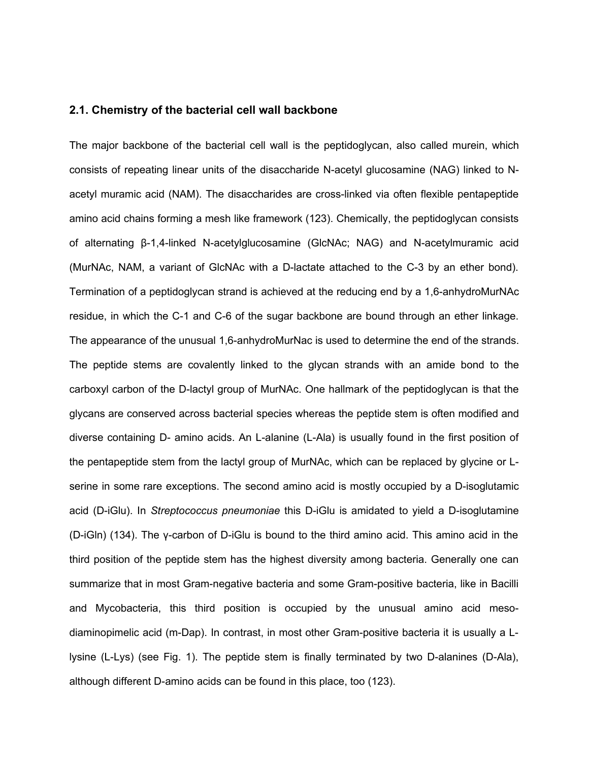### 2.1. Chemistry of the bacterial cell wall backbone

The major backbone of the bacterial cell wall is the peptidoglycan, also called murein, which consists of repeating linear units of the disaccharide N-acetyl glucosamine (NAG) linked to N-acetyl muramic acid (NAM). The disaccharides are cross-linked via often flexible pentapeptide amino acid chains forming a mesh like framework (123). Chemically, the peptidoglycan consists of alternating β-1,4-linked N-acetylglucosamine (GlcNAc; NAG) and N-acetylmuramic acid (MurNAc, NAM, a variant of GlcNAc with a D-lactate attached to the C-3 by an ether bond). Termination of a peptidoglycan strand is achieved at the reducing end by a 1,6-anhydroMurNAc residue, in which the C-1 and C-6 of the sugar backbone are bound through an ether linkage. The appearance of the unusual 1,6-anhydroMurNac is used to determine the end of the strands. The peptide stems are covalently linked to the glycan strands with an amide bond to the carboxyl carbon of the D-lactyl group of MurNAc. One hallmark of the peptidoglycan is that the glycans are conserved across bacterial species whereas the peptide stem is often modified and diverse containing D- amino acids. An L-alanine (L-Ala) is usually found in the first position of the pentapeptide stem from the lactyl group of MurNAc, which can be replaced by glycine or L-serine in some rare exceptions. The second amino acid is mostly occupied by a D-isoglutamic acid (D-iGlu). In *Streptococcus pneumoniae* this D-iGlu is amidated to yield a D-isoglutamine (D-iGln) (134). The γ-carbon of D-iGlu is bound to the third amino acid. This amino acid in the third position of the peptide stem has the highest diversity among bacteria. Generally one can summarize that in most Gram-negative bacteria and some Gram-positive bacteria, like in Bacilli and Mycobacteria, this third position is occupied by the unusual amino acid meso-diaminopimelic acid (m-Dap). In contrast, in most other Gram-positive bacteria it is usually a L-lysine (L-Lys) (see Fig. 1). The peptide stem is finally terminated by two D-alanines (D-Ala), although different D-amino acids can be found in this place, too (123).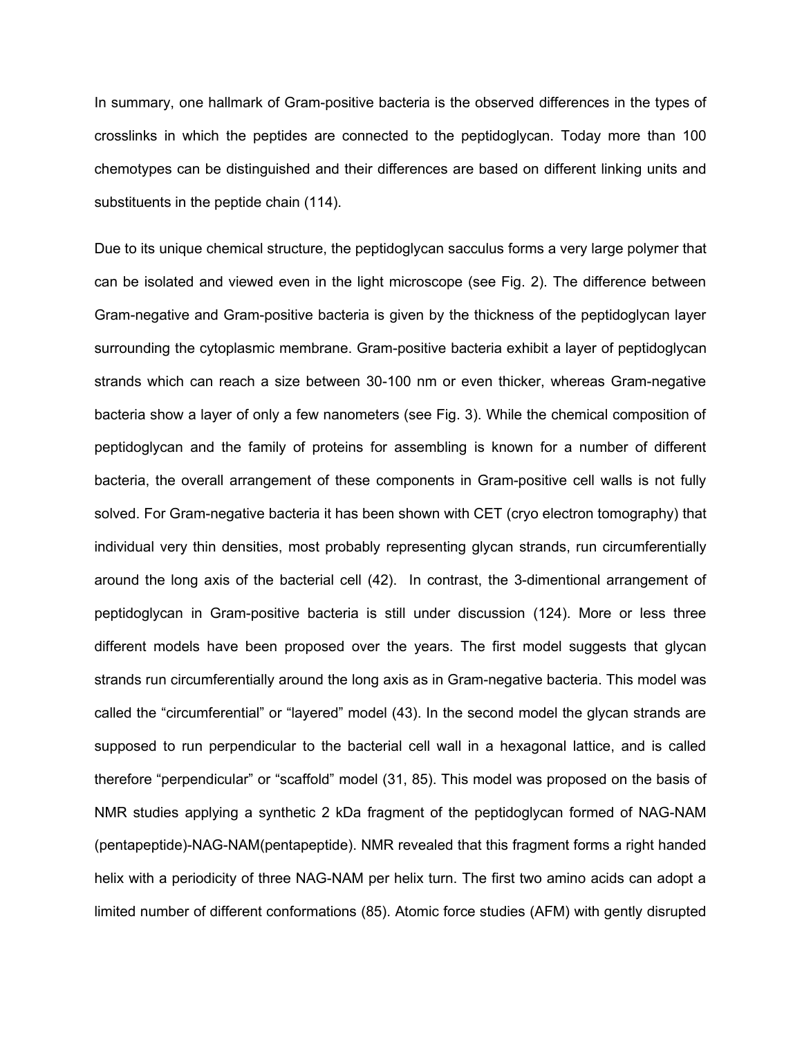In summary, one hallmark of Gram-positive bacteria is the observed differences in the types of crosslinks in which the peptides are connected to the peptidoglycan. Today more than 100 chemotypes can be distinguished and their differences are based on different linking units and substituents in the peptide chain (114).

Due to its unique chemical structure, the peptidoglycan sacculus forms a very large polymer that can be isolated and viewed even in the light microscope (see Fig. 2). The difference between Gram-negative and Gram-positive bacteria is given by the thickness of the peptidoglycan layer surrounding the cytoplasmic membrane. Gram-positive bacteria exhibit a layer of peptidoglycan strands which can reach a size between 30-100 nm or even thicker, whereas Gram-negative bacteria show a layer of only a few nanometers (see Fig. 3). While the chemical composition of peptidoglycan and the family of proteins for assembling is known for a number of different bacteria, the overall arrangement of these components in Gram-positive cell walls is not fully solved. For Gram-negative bacteria it has been shown with CET (cryo electron tomography) that individual very thin densities, most probably representing glycan strands, run circumferentially around the long axis of the bacterial cell (42). In contrast, the 3-dimentional arrangement of peptidoglycan in Gram-positive bacteria is still under discussion (124). More or less three different models have been proposed over the years. The first model suggests that glycan strands run circumferentially around the long axis as in Gram-negative bacteria. This model was called the "circumferential" or "layered" model (43). In the second model the glycan strands are supposed to run perpendicular to the bacterial cell wall in a hexagonal lattice, and is called therefore "perpendicular" or "scaffold" model (31, 85). This model was proposed on the basis of NMR studies applying a synthetic 2 kDa fragment of the peptidoglycan formed of NAG-NAM (pentapeptide)-NAG-NAM(pentapeptide). NMR revealed that this fragment forms a right handed helix with a periodicity of three NAG-NAM per helix turn. The first two amino acids can adopt a limited number of different conformations (85). Atomic force studies (AFM) with gently disrupted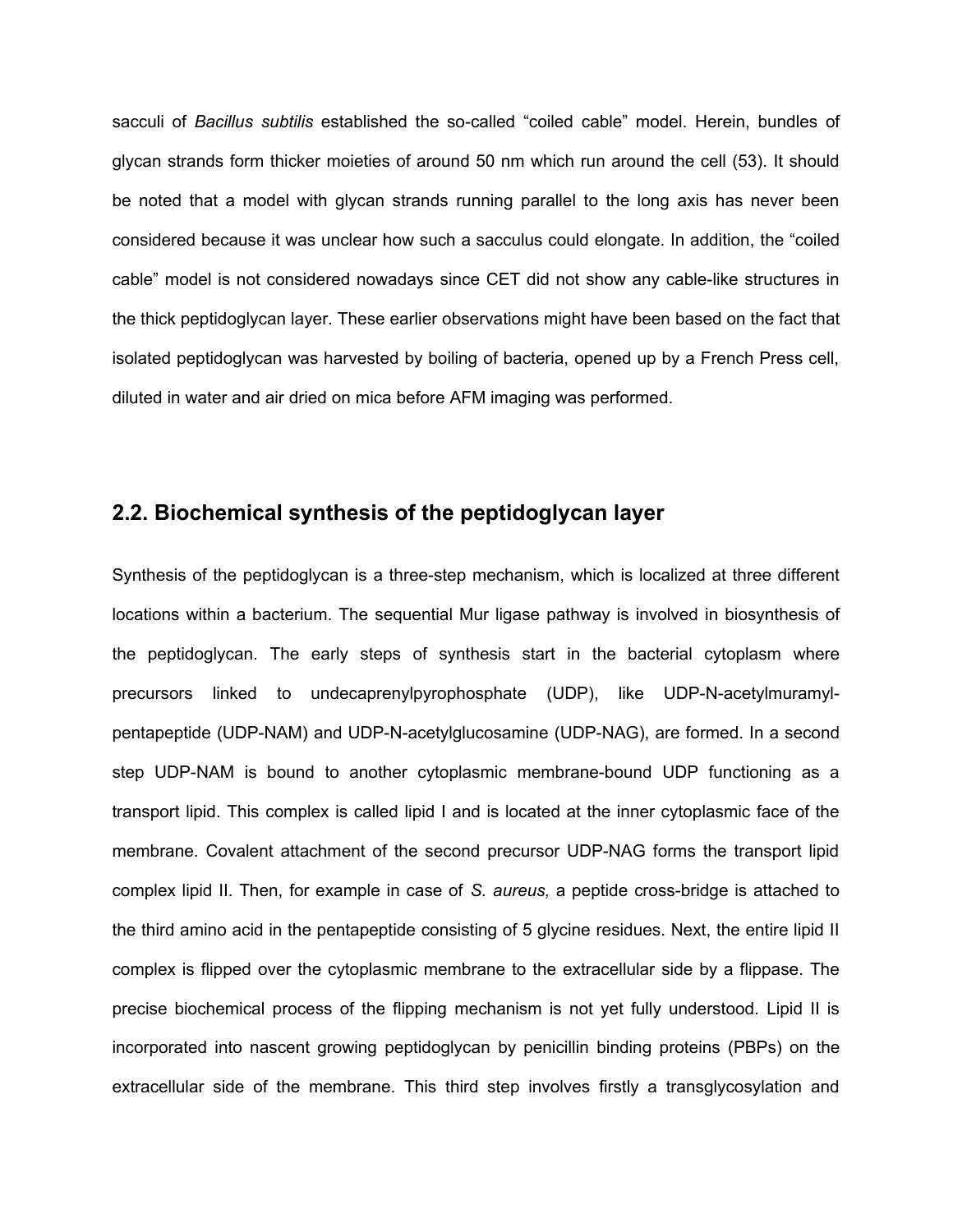sacculi of *Bacillus subtilis* established the so-called “coiled cable” model. Herein, bundles of glycan strands form thicker moieties of around 50 nm which run around the cell (53). It should be noted that a model with glycan strands running parallel to the long axis has never been considered because it was unclear how such a sacculus could elongate. In addition, the “coiled cable” model is not considered nowadays since CET did not show any cable-like structures in the thick peptidoglycan layer. These earlier observations might have been based on the fact that isolated peptidoglycan was harvested by boiling of bacteria, opened up by a French Press cell, diluted in water and air dried on mica before AFM imaging was performed.

## 2.2. Biochemical synthesis of the peptidoglycan layer

Synthesis of the peptidoglycan is a three-step mechanism, which is localized at three different locations within a bacterium. The sequential Mur ligase pathway is involved in biosynthesis of the peptidoglycan. The early steps of synthesis start in the bacterial cytoplasm where precursors linked to undecaprenylpyrophosphate (UDP), like UDP-N-acetylmuramyl-pentapeptide (UDP-NAM) and UDP-N-acetylglucosamine (UDP-NAG), are formed. In a second step UDP-NAM is bound to another cytoplasmic membrane-bound UDP functioning as a transport lipid. This complex is called lipid I and is located at the inner cytoplasmic face of the membrane. Covalent attachment of the second precursor UDP-NAG forms the transport lipid complex lipid II. Then, for example in case of *S. aureus,* a peptide cross-bridge is attached to the third amino acid in the pentapeptide consisting of 5 glycine residues. Next, the entire lipid II complex is flipped over the cytoplasmic membrane to the extracellular side by a flippase. The precise biochemical process of the flipping mechanism is not yet fully understood. Lipid II is incorporated into nascent growing peptidoglycan by penicillin binding proteins (PBPs) on the extracellular side of the membrane. This third step involves firstly a transglycosylation and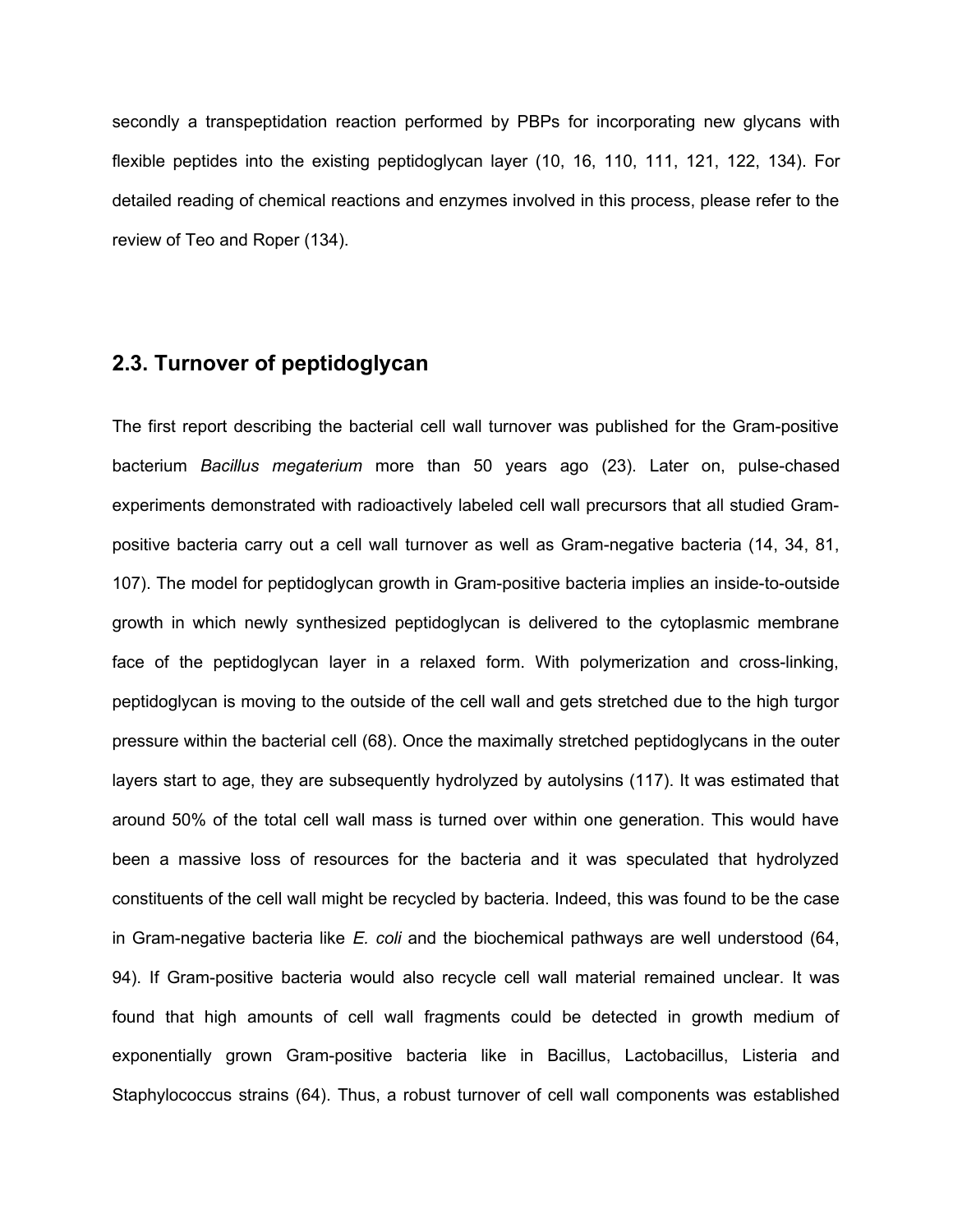secondly a transpeptidation reaction performed by PBPs for incorporating new glycans with flexible peptides into the existing peptidoglycan layer (10, 16, 110, 111, 121, 122, 134). For detailed reading of chemical reactions and enzymes involved in this process, please refer to the review of Teo and Roper (134).

## 2.3. Turnover of peptidoglycan

The first report describing the bacterial cell wall turnover was published for the Gram-positive bacterium *Bacillus megaterium* more than 50 years ago (23). Later on, pulse-chased experiments demonstrated with radioactively labeled cell wall precursors that all studied Gram-positive bacteria carry out a cell wall turnover as well as Gram-negative bacteria (14, 34, 81, 107). The model for peptidoglycan growth in Gram-positive bacteria implies an inside-to-outside growth in which newly synthesized peptidoglycan is delivered to the cytoplasmic membrane face of the peptidoglycan layer in a relaxed form. With polymerization and cross-linking, peptidoglycan is moving to the outside of the cell wall and gets stretched due to the high turgor pressure within the bacterial cell (68). Once the maximally stretched peptidoglycans in the outer layers start to age, they are subsequently hydrolyzed by autolysins (117). It was estimated that around 50% of the total cell wall mass is turned over within one generation. This would have been a massive loss of resources for the bacteria and it was speculated that hydrolyzed constituents of the cell wall might be recycled by bacteria. Indeed, this was found to be the case in Gram-negative bacteria like *E. coli* and the biochemical pathways are well understood (64, 94). If Gram-positive bacteria would also recycle cell wall material remained unclear. It was found that high amounts of cell wall fragments could be detected in growth medium of exponentially grown Gram-positive bacteria like in Bacillus, Lactobacillus, Listeria and Staphylococcus strains (64). Thus, a robust turnover of cell wall components was established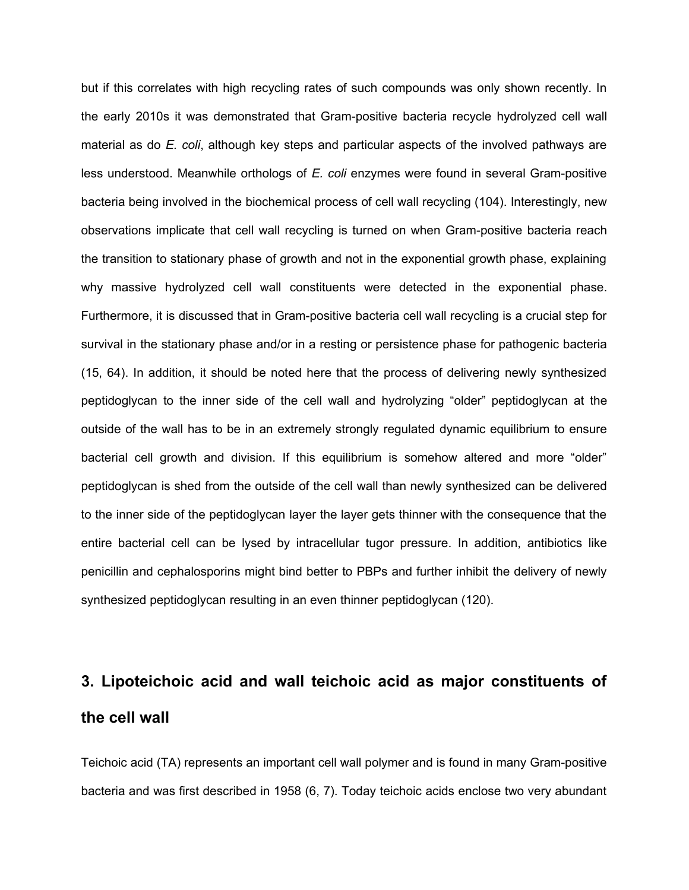but if this correlates with high recycling rates of such compounds was only shown recently. In the early 2010s it was demonstrated that Gram-positive bacteria recycle hydrolyzed cell wall material as do *E. coli*, although key steps and particular aspects of the involved pathways are less understood. Meanwhile orthologs of *E. coli* enzymes were found in several Gram-positive bacteria being involved in the biochemical process of cell wall recycling (104). Interestingly, new observations implicate that cell wall recycling is turned on when Gram-positive bacteria reach the transition to stationary phase of growth and not in the exponential growth phase, explaining why massive hydrolyzed cell wall constituents were detected in the exponential phase. Furthermore, it is discussed that in Gram-positive bacteria cell wall recycling is a crucial step for survival in the stationary phase and/or in a resting or persistence phase for pathogenic bacteria (15, 64). In addition, it should be noted here that the process of delivering newly synthesized peptidoglycan to the inner side of the cell wall and hydrolyzing "older" peptidoglycan at the outside of the wall has to be in an extremely strongly regulated dynamic equilibrium to ensure bacterial cell growth and division. If this equilibrium is somehow altered and more "older" peptidoglycan is shed from the outside of the cell wall than newly synthesized can be delivered to the inner side of the peptidoglycan layer the layer gets thinner with the consequence that the entire bacterial cell can be lysed by intracellular tugor pressure. In addition, antibiotics like penicillin and cephalosporins might bind better to PBPs and further inhibit the delivery of newly synthesized peptidoglycan resulting in an even thinner peptidoglycan (120).

## 3. Lipoteichoic acid and wall teichoic acid as major constituents of the cell wall

Teichoic acid (TA) represents an important cell wall polymer and is found in many Gram-positive bacteria and was first described in 1958 (6, 7). Today teichoic acids enclose two very abundant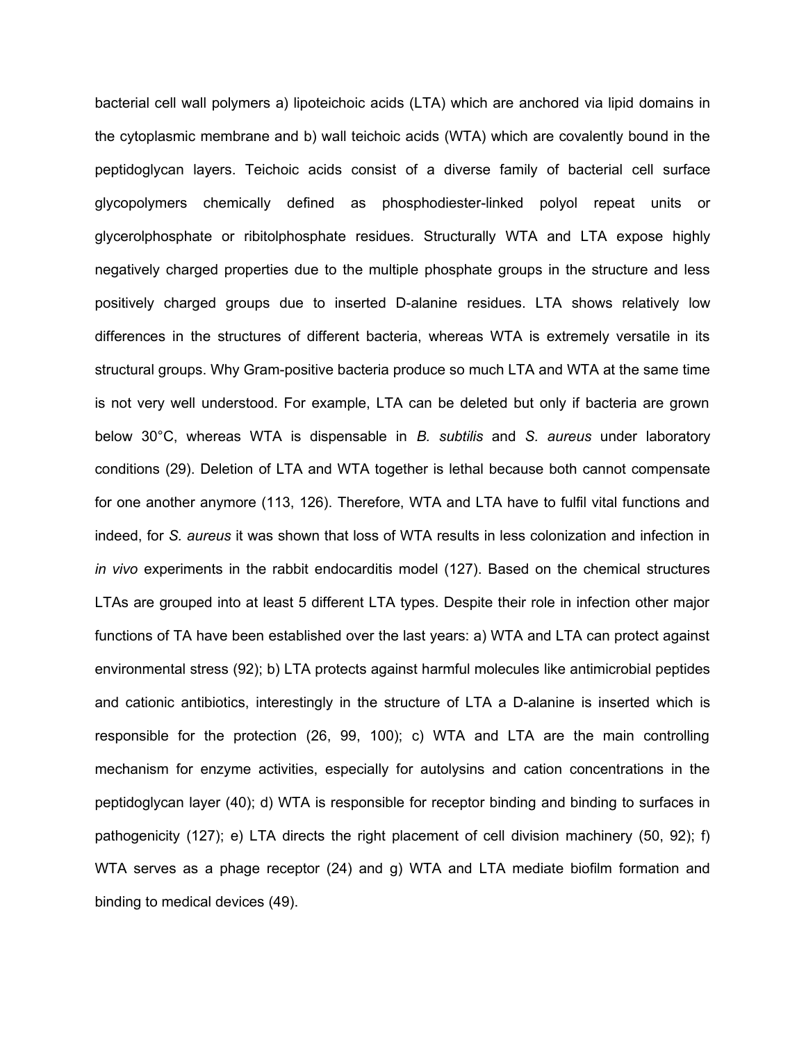bacterial cell wall polymers a) lipoteichoic acids (LTA) which are anchored via lipid domains in the cytoplasmic membrane and b) wall teichoic acids (WTA) which are covalently bound in the peptidoglycan layers. Teichoic acids consist of a diverse family of bacterial cell surface glycopolymers chemically defined as phosphodiester-linked polyol repeat units or glycerolphosphate or ribitolphosphate residues. Structurally WTA and LTA expose highly negatively charged properties due to the multiple phosphate groups in the structure and less positively charged groups due to inserted D-alanine residues. LTA shows relatively low differences in the structures of different bacteria, whereas WTA is extremely versatile in its structural groups. Why Gram-positive bacteria produce so much LTA and WTA at the same time is not very well understood. For example, LTA can be deleted but only if bacteria are grown below 30°C, whereas WTA is dispensable in *B. subtilis* and *S. aureus* under laboratory conditions (29). Deletion of LTA and WTA together is lethal because both cannot compensate for one another anymore (113, 126). Therefore, WTA and LTA have to fulfil vital functions and indeed, for *S. aureus* it was shown that loss of WTA results in less colonization and infection in *in vivo* experiments in the rabbit endocarditis model (127). Based on the chemical structures LTAs are grouped into at least 5 different LTA types. Despite their role in infection other major functions of TA have been established over the last years: a) WTA and LTA can protect against environmental stress (92); b) LTA protects against harmful molecules like antimicrobial peptides and cationic antibiotics, interestingly in the structure of LTA a D-alanine is inserted which is responsible for the protection (26, 99, 100); c) WTA and LTA are the main controlling mechanism for enzyme activities, especially for autolysins and cation concentrations in the peptidoglycan layer (40); d) WTA is responsible for receptor binding and binding to surfaces in pathogenicity (127); e) LTA directs the right placement of cell division machinery (50, 92); f) WTA serves as a phage receptor (24) and g) WTA and LTA mediate biofilm formation and binding to medical devices (49).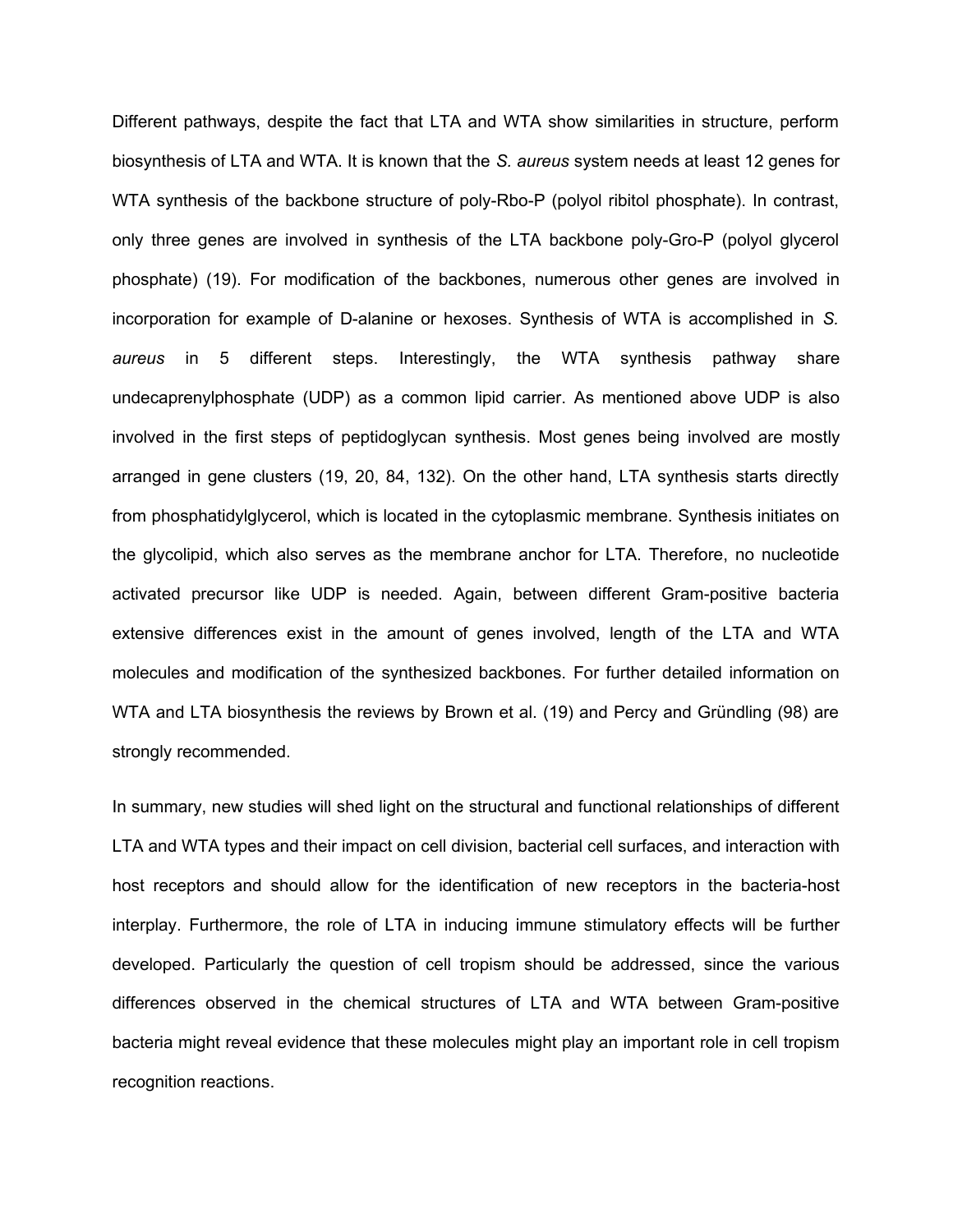Different pathways, despite the fact that LTA and WTA show similarities in structure, perform biosynthesis of LTA and WTA. It is known that the *S. aureus* system needs at least 12 genes for WTA synthesis of the backbone structure of poly-Rbo-P (polyol ribitol phosphate). In contrast, only three genes are involved in synthesis of the LTA backbone poly-Gro-P (polyol glycerol phosphate) (19). For modification of the backbones, numerous other genes are involved in incorporation for example of D-alanine or hexoses. Synthesis of WTA is accomplished in *S. aureus* in 5 different steps. Interestingly, the WTA synthesis pathway share undecaprenylphosphate (UDP) as a common lipid carrier. As mentioned above UDP is also involved in the first steps of peptidoglycan synthesis. Most genes being involved are mostly arranged in gene clusters (19, 20, 84, 132). On the other hand, LTA synthesis starts directly from phosphatidylglycerol, which is located in the cytoplasmic membrane. Synthesis initiates on the glycolipid, which also serves as the membrane anchor for LTA. Therefore, no nucleotide activated precursor like UDP is needed. Again, between different Gram-positive bacteria extensive differences exist in the amount of genes involved, length of the LTA and WTA molecules and modification of the synthesized backbones. For further detailed information on WTA and LTA biosynthesis the reviews by Brown et al. (19) and Percy and Gründling (98) are strongly recommended.

In summary, new studies will shed light on the structural and functional relationships of different LTA and WTA types and their impact on cell division, bacterial cell surfaces, and interaction with host receptors and should allow for the identification of new receptors in the bacteria-host interplay. Furthermore, the role of LTA in inducing immune stimulatory effects will be further developed. Particularly the question of cell tropism should be addressed, since the various differences observed in the chemical structures of LTA and WTA between Gram-positive bacteria might reveal evidence that these molecules might play an important role in cell tropism recognition reactions.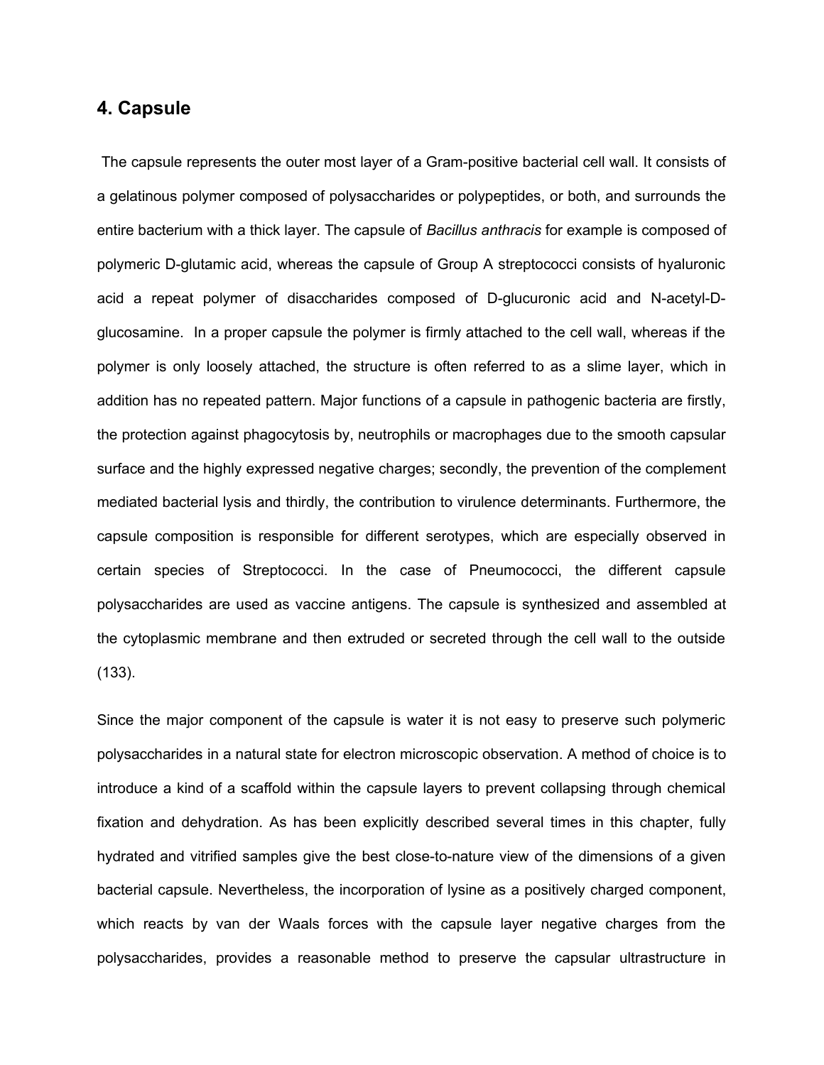## 4. Capsule

The capsule represents the outer most layer of a Gram-positive bacterial cell wall. It consists of a gelatinous polymer composed of polysaccharides or polypeptides, or both, and surrounds the entire bacterium with a thick layer. The capsule of *Bacillus anthracis* for example is composed of polymeric D-glutamic acid, whereas the capsule of Group A streptococci consists of hyaluronic acid a repeat polymer of disaccharides composed of D-glucuronic acid and N-acetyl-D-glucosamine. In a proper capsule the polymer is firmly attached to the cell wall, whereas if the polymer is only loosely attached, the structure is often referred to as a slime layer, which in addition has no repeated pattern. Major functions of a capsule in pathogenic bacteria are firstly, the protection against phagocytosis by, neutrophils or macrophages due to the smooth capsular surface and the highly expressed negative charges; secondly, the prevention of the complement mediated bacterial lysis and thirdly, the contribution to virulence determinants. Furthermore, the capsule composition is responsible for different serotypes, which are especially observed in certain species of Streptococci. In the case of Pneumococci, the different capsule polysaccharides are used as vaccine antigens. The capsule is synthesized and assembled at the cytoplasmic membrane and then extruded or secreted through the cell wall to the outside (133).

Since the major component of the capsule is water it is not easy to preserve such polymeric polysaccharides in a natural state for electron microscopic observation. A method of choice is to introduce a kind of a scaffold within the capsule layers to prevent collapsing through chemical fixation and dehydration. As has been explicitly described several times in this chapter, fully hydrated and vitrified samples give the best close-to-nature view of the dimensions of a given bacterial capsule. Nevertheless, the incorporation of lysine as a positively charged component, which reacts by van der Waals forces with the capsule layer negative charges from the polysaccharides, provides a reasonable method to preserve the capsular ultrastructure in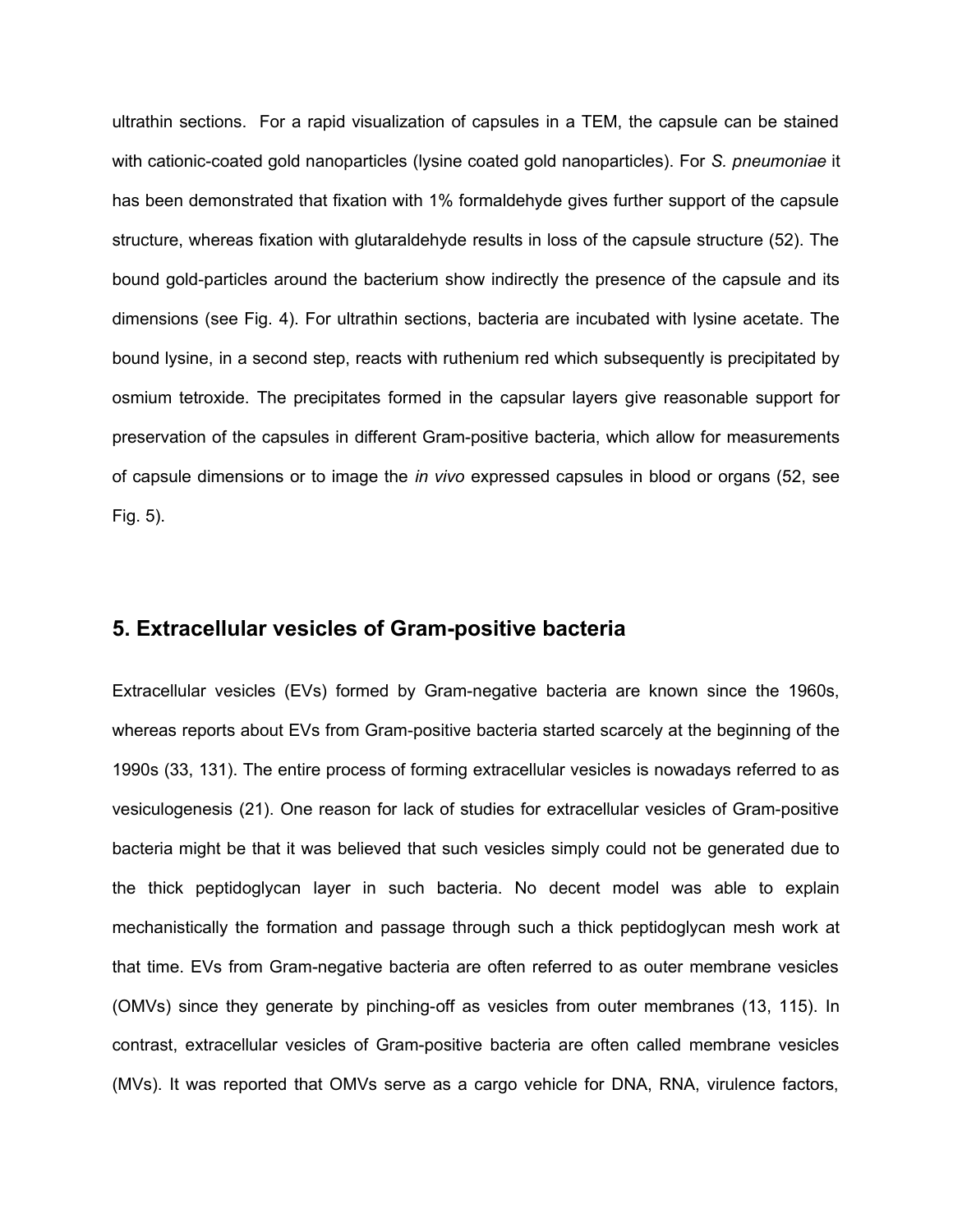ultrathin sections. For a rapid visualization of capsules in a TEM, the capsule can be stained with cationic-coated gold nanoparticles (lysine coated gold nanoparticles). For *S. pneumoniae* it has been demonstrated that fixation with 1% formaldehyde gives further support of the capsule structure, whereas fixation with glutaraldehyde results in loss of the capsule structure (52). The bound gold-particles around the bacterium show indirectly the presence of the capsule and its dimensions (see Fig. 4). For ultrathin sections, bacteria are incubated with lysine acetate. The bound lysine, in a second step, reacts with ruthenium red which subsequently is precipitated by osmium tetroxide. The precipitates formed in the capsular layers give reasonable support for preservation of the capsules in different Gram-positive bacteria, which allow for measurements of capsule dimensions or to image the *in vivo* expressed capsules in blood or organs (52, see Fig. 5).

## 5. Extracellular vesicles of Gram-positive bacteria

Extracellular vesicles (EVs) formed by Gram-negative bacteria are known since the 1960s, whereas reports about EVs from Gram-positive bacteria started scarcely at the beginning of the 1990s (33, 131). The entire process of forming extracellular vesicles is nowadays referred to as vesiculogenesis (21). One reason for lack of studies for extracellular vesicles of Gram-positive bacteria might be that it was believed that such vesicles simply could not be generated due to the thick peptidoglycan layer in such bacteria. No decent model was able to explain mechanistically the formation and passage through such a thick peptidoglycan mesh work at that time. EVs from Gram-negative bacteria are often referred to as outer membrane vesicles (OMVs) since they generate by pinching-off as vesicles from outer membranes (13, 115). In contrast, extracellular vesicles of Gram-positive bacteria are often called membrane vesicles (MVs). It was reported that OMVs serve as a cargo vehicle for DNA, RNA, virulence factors,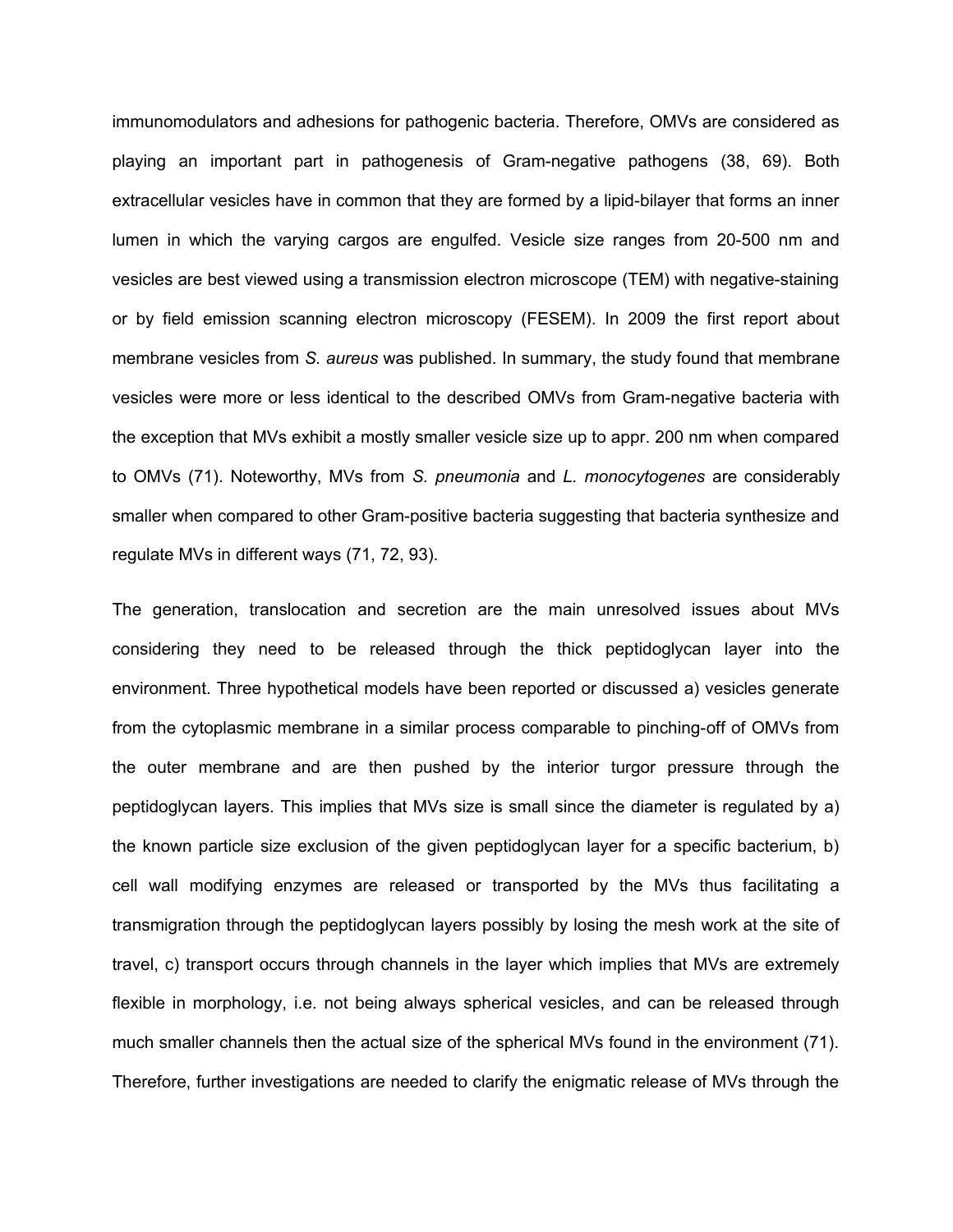immunomodulators and adhesions for pathogenic bacteria. Therefore, OMVs are considered as playing an important part in pathogenesis of Gram-negative pathogens (38, 69). Both extracellular vesicles have in common that they are formed by a lipid-bilayer that forms an inner lumen in which the varying cargos are engulfed. Vesicle size ranges from 20-500 nm and vesicles are best viewed using a transmission electron microscope (TEM) with negative-staining or by field emission scanning electron microscopy (FESEM). In 2009 the first report about membrane vesicles from *S. aureus* was published. In summary, the study found that membrane vesicles were more or less identical to the described OMVs from Gram-negative bacteria with the exception that MVs exhibit a mostly smaller vesicle size up to appr. 200 nm when compared to OMVs (71). Noteworthy, MVs from *S. pneumonia* and *L. monocytogenes* are considerably smaller when compared to other Gram-positive bacteria suggesting that bacteria synthesize and regulate MVs in different ways (71, 72, 93).

The generation, translocation and secretion are the main unresolved issues about MVs considering they need to be released through the thick peptidoglycan layer into the environment. Three hypothetical models have been reported or discussed a) vesicles generate from the cytoplasmic membrane in a similar process comparable to pinching-off of OMVs from the outer membrane and are then pushed by the interior turgor pressure through the peptidoglycan layers. This implies that MVs size is small since the diameter is regulated by a) the known particle size exclusion of the given peptidoglycan layer for a specific bacterium, b) cell wall modifying enzymes are released or transported by the MVs thus facilitating a transmigration through the peptidoglycan layers possibly by losing the mesh work at the site of travel, c) transport occurs through channels in the layer which implies that MVs are extremely flexible in morphology, i.e. not being always spherical vesicles, and can be released through much smaller channels then the actual size of the spherical MVs found in the environment (71). Therefore, further investigations are needed to clarify the enigmatic release of MVs through the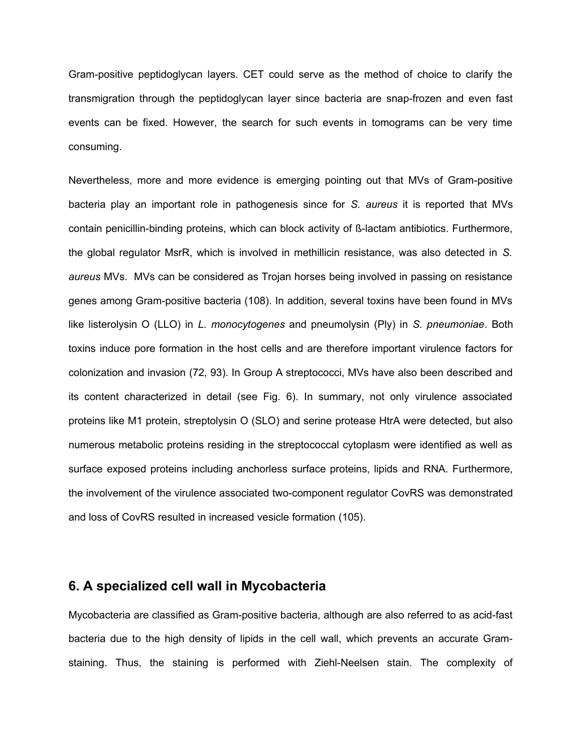Gram-positive peptidoglycan layers. CET could serve as the method of choice to clarify the transmigration through the peptidoglycan layer since bacteria are snap-frozen and even fast events can be fixed. However, the search for such events in tomograms can be very time consuming.

Nevertheless, more and more evidence is emerging pointing out that MVs of Gram-positive bacteria play an important role in pathogenesis since for *S. aureus* it is reported that MVs contain penicillin-binding proteins, which can block activity of ß-lactam antibiotics. Furthermore, the global regulator MsrR, which is involved in methillicin resistance, was also detected in *S. aureus* MVs. MVs can be considered as Trojan horses being involved in passing on resistance genes among Gram-positive bacteria (108). In addition, several toxins have been found in MVs like listerolysin O (LLO) in *L. monocytogenes* and pneumolysin (Ply) in *S. pneumoniae*. Both toxins induce pore formation in the host cells and are therefore important virulence factors for colonization and invasion (72, 93). In Group A streptococci, MVs have also been described and its content characterized in detail (see Fig. 6). In summary, not only virulence associated proteins like M1 protein, streptolysin O (SLO) and serine protease HtrA were detected, but also numerous metabolic proteins residing in the streptococcal cytoplasm were identified as well as surface exposed proteins including anchorless surface proteins, lipids and RNA. Furthermore, the involvement of the virulence associated two-component regulator CovRS was demonstrated and loss of CovRS resulted in increased vesicle formation (105).

## 6. A specialized cell wall in Mycobacteria

Mycobacteria are classified as Gram-positive bacteria, although are also referred to as acid-fast bacteria due to the high density of lipids in the cell wall, which prevents an accurate Gram-staining. Thus, the staining is performed with Ziehl-Neelsen stain. The complexity of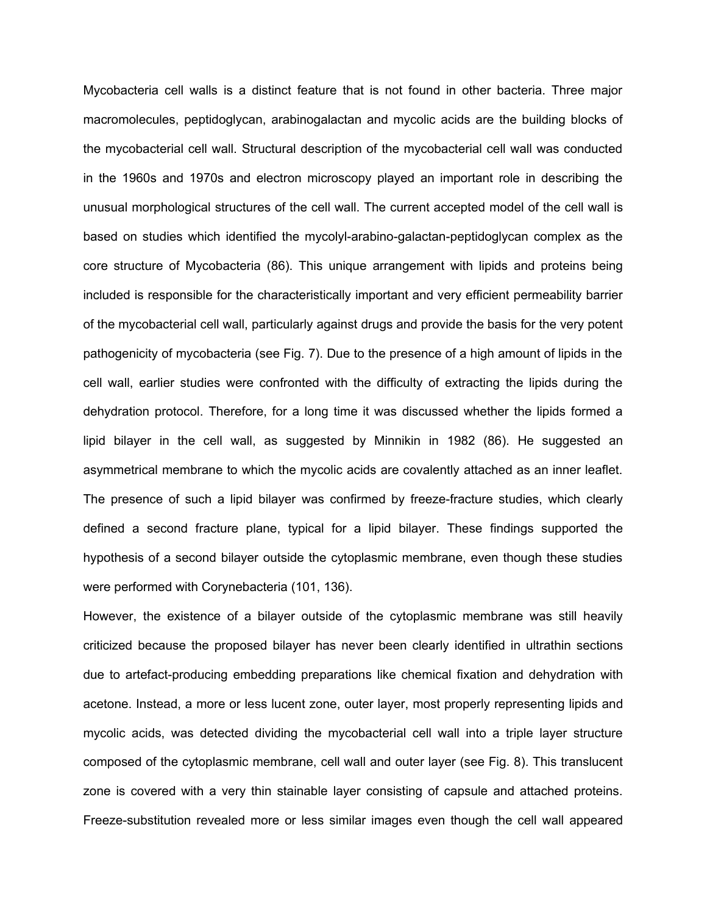Mycobacteria cell walls is a distinct feature that is not found in other bacteria. Three major macromolecules, peptidoglycan, arabinogalactan and mycolic acids are the building blocks of the mycobacterial cell wall. Structural description of the mycobacterial cell wall was conducted in the 1960s and 1970s and electron microscopy played an important role in describing the unusual morphological structures of the cell wall. The current accepted model of the cell wall is based on studies which identified the mycolyl-arabino-galactan-peptidoglycan complex as the core structure of Mycobacteria (86). This unique arrangement with lipids and proteins being included is responsible for the characteristically important and very efficient permeability barrier of the mycobacterial cell wall, particularly against drugs and provide the basis for the very potent pathogenicity of mycobacteria (see Fig. 7). Due to the presence of a high amount of lipids in the cell wall, earlier studies were confronted with the difficulty of extracting the lipids during the dehydration protocol. Therefore, for a long time it was discussed whether the lipids formed a lipid bilayer in the cell wall, as suggested by Minnikin in 1982 (86). He suggested an asymmetrical membrane to which the mycolic acids are covalently attached as an inner leaflet. The presence of such a lipid bilayer was confirmed by freeze-fracture studies, which clearly defined a second fracture plane, typical for a lipid bilayer. These findings supported the hypothesis of a second bilayer outside the cytoplasmic membrane, even though these studies were performed with Corynebacteria (101, 136).

However, the existence of a bilayer outside of the cytoplasmic membrane was still heavily criticized because the proposed bilayer has never been clearly identified in ultrathin sections due to artefact-producing embedding preparations like chemical fixation and dehydration with acetone. Instead, a more or less lucent zone, outer layer, most properly representing lipids and mycolic acids, was detected dividing the mycobacterial cell wall into a triple layer structure composed of the cytoplasmic membrane, cell wall and outer layer (see Fig. 8). This translucent zone is covered with a very thin stainable layer consisting of capsule and attached proteins. Freeze-substitution revealed more or less similar images even though the cell wall appeared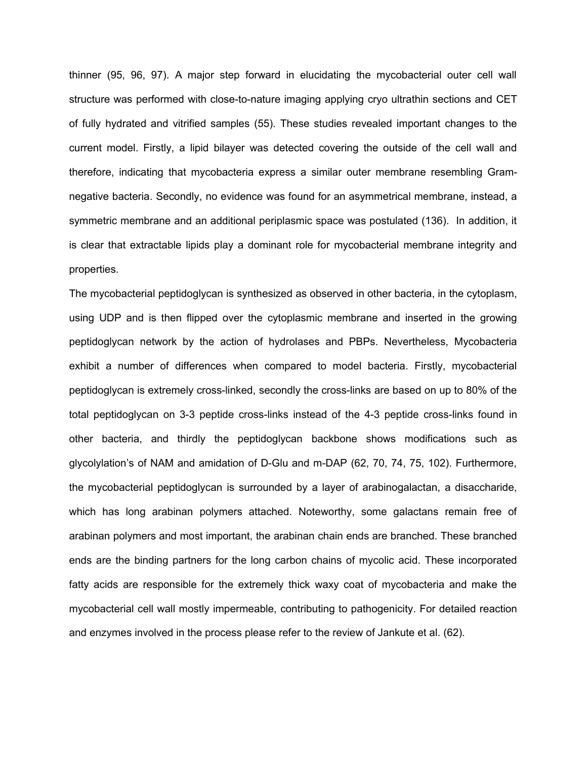thinner (95, 96, 97). A major step forward in elucidating the mycobacterial outer cell wall structure was performed with close-to-nature imaging applying cryo ultrathin sections and CET of fully hydrated and vitrified samples (55). These studies revealed important changes to the current model. Firstly, a lipid bilayer was detected covering the outside of the cell wall and therefore, indicating that mycobacteria express a similar outer membrane resembling Gram-negative bacteria. Secondly, no evidence was found for an asymmetrical membrane, instead, a symmetric membrane and an additional periplasmic space was postulated (136). In addition, it is clear that extractable lipids play a dominant role for mycobacterial membrane integrity and properties.

The mycobacterial peptidoglycan is synthesized as observed in other bacteria, in the cytoplasm, using UDP and is then flipped over the cytoplasmic membrane and inserted in the growing peptidoglycan network by the action of hydrolases and PBPs. Nevertheless, Mycobacteria exhibit a number of differences when compared to model bacteria. Firstly, mycobacterial peptidoglycan is extremely cross-linked, secondly the cross-links are based on up to 80% of the total peptidoglycan on 3-3 peptide cross-links instead of the 4-3 peptide cross-links found in other bacteria, and thirdly the peptidoglycan backbone shows modifications such as glycolylation's of NAM and amidation of D-Glu and m-DAP (62, 70, 74, 75, 102). Furthermore, the mycobacterial peptidoglycan is surrounded by a layer of arabinogalactan, a disaccharide, which has long arabinan polymers attached. Noteworthy, some galactans remain free of arabinan polymers and most important, the arabinan chain ends are branched. These branched ends are the binding partners for the long carbon chains of mycolic acid. These incorporated fatty acids are responsible for the extremely thick waxy coat of mycobacteria and make the mycobacterial cell wall mostly impermeable, contributing to pathogenicity. For detailed reaction and enzymes involved in the process please refer to the review of Jankute et al. (62).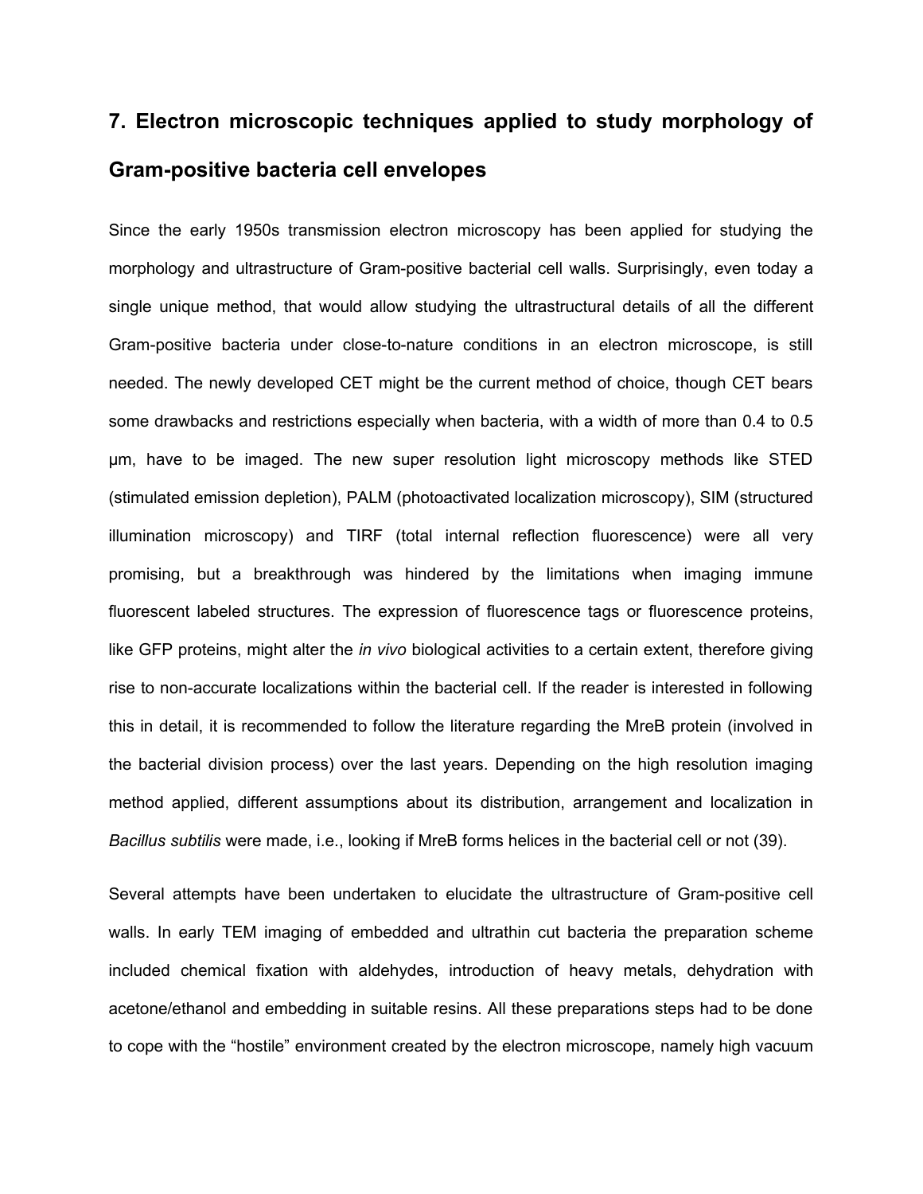## 7. Electron microscopic techniques applied to study morphology of Gram-positive bacteria cell envelopes

Since the early 1950s transmission electron microscopy has been applied for studying the morphology and ultrastructure of Gram-positive bacterial cell walls. Surprisingly, even today a single unique method, that would allow studying the ultrastructural details of all the different Gram-positive bacteria under close-to-nature conditions in an electron microscope, is still needed. The newly developed CET might be the current method of choice, though CET bears some drawbacks and restrictions especially when bacteria, with a width of more than 0.4 to 0.5 µm, have to be imaged. The new super resolution light microscopy methods like STED (stimulated emission depletion), PALM (photoactivated localization microscopy), SIM (structured illumination microscopy) and TIRF (total internal reflection fluorescence) were all very promising, but a breakthrough was hindered by the limitations when imaging immune fluorescent labeled structures. The expression of fluorescence tags or fluorescence proteins, like GFP proteins, might alter the *in vivo* biological activities to a certain extent, therefore giving rise to non-accurate localizations within the bacterial cell. If the reader is interested in following this in detail, it is recommended to follow the literature regarding the MreB protein (involved in the bacterial division process) over the last years. Depending on the high resolution imaging method applied, different assumptions about its distribution, arrangement and localization in *Bacillus subtilis* were made, i.e., looking if MreB forms helices in the bacterial cell or not (39).

Several attempts have been undertaken to elucidate the ultrastructure of Gram-positive cell walls. In early TEM imaging of embedded and ultrathin cut bacteria the preparation scheme included chemical fixation with aldehydes, introduction of heavy metals, dehydration with acetone/ethanol and embedding in suitable resins. All these preparations steps had to be done to cope with the "hostile" environment created by the electron microscope, namely high vacuum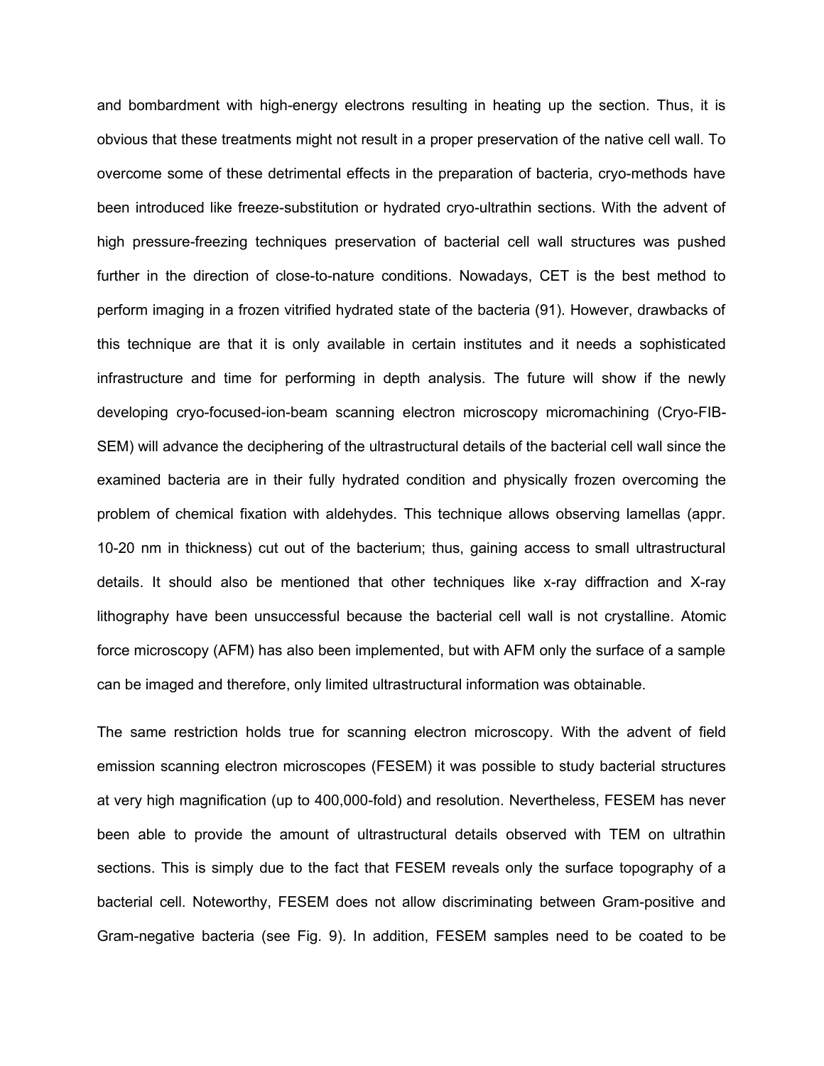and bombardment with high-energy electrons resulting in heating up the section. Thus, it is obvious that these treatments might not result in a proper preservation of the native cell wall. To overcome some of these detrimental effects in the preparation of bacteria, cryo-methods have been introduced like freeze-substitution or hydrated cryo-ultrathin sections. With the advent of high pressure-freezing techniques preservation of bacterial cell wall structures was pushed further in the direction of close-to-nature conditions. Nowadays, CET is the best method to perform imaging in a frozen vitrified hydrated state of the bacteria (91). However, drawbacks of this technique are that it is only available in certain institutes and it needs a sophisticated infrastructure and time for performing in depth analysis. The future will show if the newly developing cryo-focused-ion-beam scanning electron microscopy micromachining (Cryo-FIB-SEM) will advance the deciphering of the ultrastructural details of the bacterial cell wall since the examined bacteria are in their fully hydrated condition and physically frozen overcoming the problem of chemical fixation with aldehydes. This technique allows observing lamellas (appr. 10-20 nm in thickness) cut out of the bacterium; thus, gaining access to small ultrastructural details. It should also be mentioned that other techniques like x-ray diffraction and X-ray lithography have been unsuccessful because the bacterial cell wall is not crystalline. Atomic force microscopy (AFM) has also been implemented, but with AFM only the surface of a sample can be imaged and therefore, only limited ultrastructural information was obtainable.

The same restriction holds true for scanning electron microscopy. With the advent of field emission scanning electron microscopes (FESEM) it was possible to study bacterial structures at very high magnification (up to 400,000-fold) and resolution. Nevertheless, FESEM has never been able to provide the amount of ultrastructural details observed with TEM on ultrathin sections. This is simply due to the fact that FESEM reveals only the surface topography of a bacterial cell. Noteworthy, FESEM does not allow discriminating between Gram-positive and Gram-negative bacteria (see Fig. 9). In addition, FESEM samples need to be coated to be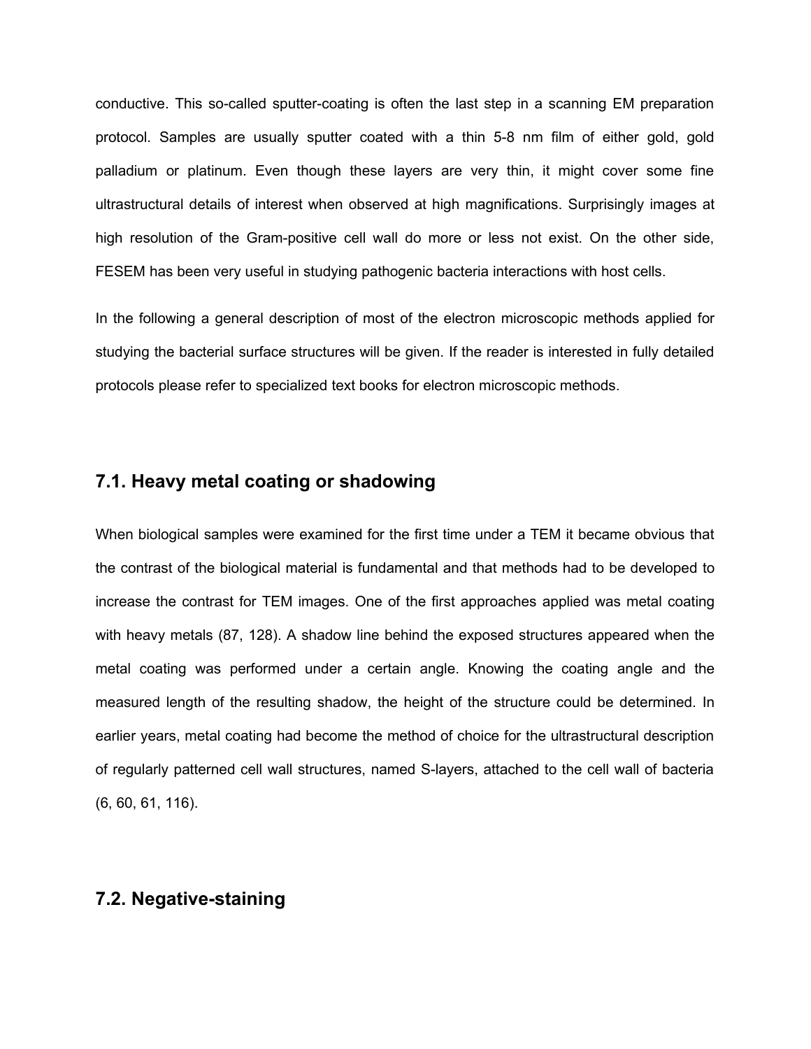conductive. This so-called sputter-coating is often the last step in a scanning EM preparation protocol. Samples are usually sputter coated with a thin 5-8 nm film of either gold, gold palladium or platinum. Even though these layers are very thin, it might cover some fine ultrastructural details of interest when observed at high magnifications. Surprisingly images at high resolution of the Gram-positive cell wall do more or less not exist. On the other side, FESEM has been very useful in studying pathogenic bacteria interactions with host cells.

In the following a general description of most of the electron microscopic methods applied for studying the bacterial surface structures will be given. If the reader is interested in fully detailed protocols please refer to specialized text books for electron microscopic methods.

## 7.1. Heavy metal coating or shadowing

When biological samples were examined for the first time under a TEM it became obvious that the contrast of the biological material is fundamental and that methods had to be developed to increase the contrast for TEM images. One of the first approaches applied was metal coating with heavy metals (87, 128). A shadow line behind the exposed structures appeared when the metal coating was performed under a certain angle. Knowing the coating angle and the measured length of the resulting shadow, the height of the structure could be determined. In earlier years, metal coating had become the method of choice for the ultrastructural description of regularly patterned cell wall structures, named S-layers, attached to the cell wall of bacteria (6, 60, 61, 116).

## 7.2. Negative-staining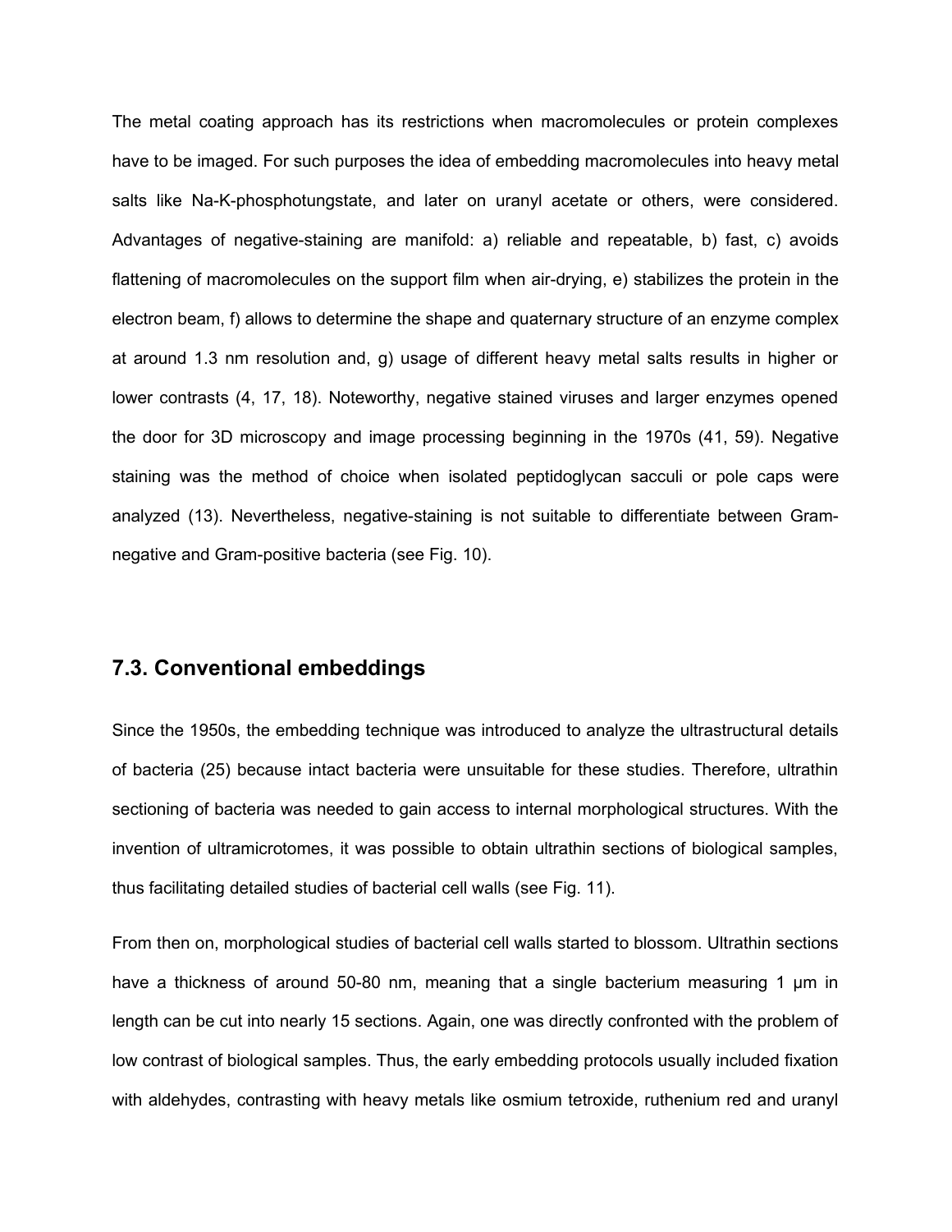The metal coating approach has its restrictions when macromolecules or protein complexes have to be imaged. For such purposes the idea of embedding macromolecules into heavy metal salts like Na-K-phosphotungstate, and later on uranyl acetate or others, were considered. Advantages of negative-staining are manifold: a) reliable and repeatable, b) fast, c) avoids flattening of macromolecules on the support film when air-drying, e) stabilizes the protein in the electron beam, f) allows to determine the shape and quaternary structure of an enzyme complex at around 1.3 nm resolution and, g) usage of different heavy metal salts results in higher or lower contrasts (4, 17, 18). Noteworthy, negative stained viruses and larger enzymes opened the door for 3D microscopy and image processing beginning in the 1970s (41, 59). Negative staining was the method of choice when isolated peptidoglycan sacculi or pole caps were analyzed (13). Nevertheless, negative-staining is not suitable to differentiate between Gram-negative and Gram-positive bacteria (see Fig. 10).

## 7.3. Conventional embeddings

Since the 1950s, the embedding technique was introduced to analyze the ultrastructural details of bacteria (25) because intact bacteria were unsuitable for these studies. Therefore, ultrathin sectioning of bacteria was needed to gain access to internal morphological structures. With the invention of ultramicrotomes, it was possible to obtain ultrathin sections of biological samples, thus facilitating detailed studies of bacterial cell walls (see Fig. 11).

From then on, morphological studies of bacterial cell walls started to blossom. Ultrathin sections have a thickness of around 50-80 nm, meaning that a single bacterium measuring 1 μm in length can be cut into nearly 15 sections. Again, one was directly confronted with the problem of low contrast of biological samples. Thus, the early embedding protocols usually included fixation with aldehydes, contrasting with heavy metals like osmium tetroxide, ruthenium red and uranyl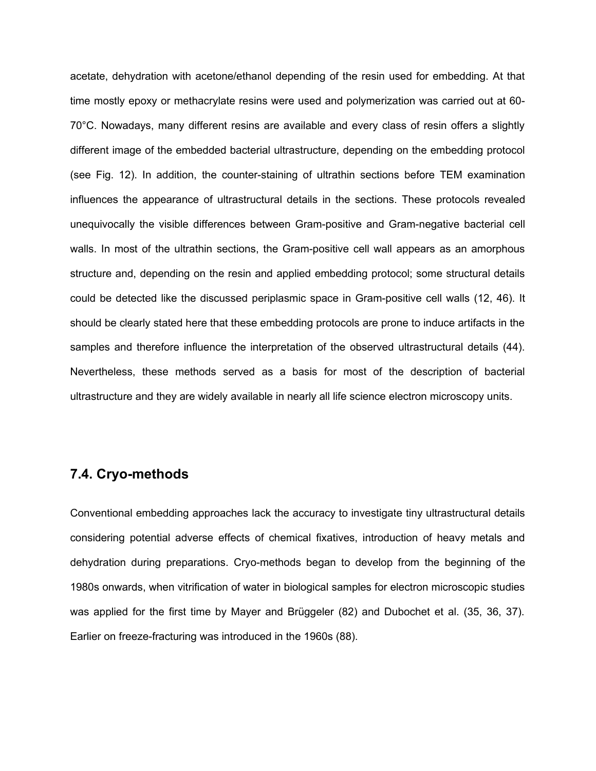acetate, dehydration with acetone/ethanol depending of the resin used for embedding. At that time mostly epoxy or methacrylate resins were used and polymerization was carried out at 60-70°C. Nowadays, many different resins are available and every class of resin offers a slightly different image of the embedded bacterial ultrastructure, depending on the embedding protocol (see Fig. 12). In addition, the counter-staining of ultrathin sections before TEM examination influences the appearance of ultrastructural details in the sections. These protocols revealed unequivocally the visible differences between Gram-positive and Gram-negative bacterial cell walls. In most of the ultrathin sections, the Gram-positive cell wall appears as an amorphous structure and, depending on the resin and applied embedding protocol; some structural details could be detected like the discussed periplasmic space in Gram-positive cell walls (12, 46). It should be clearly stated here that these embedding protocols are prone to induce artifacts in the samples and therefore influence the interpretation of the observed ultrastructural details (44). Nevertheless, these methods served as a basis for most of the description of bacterial ultrastructure and they are widely available in nearly all life science electron microscopy units.

### 7.4. Cryo-methods

Conventional embedding approaches lack the accuracy to investigate tiny ultrastructural details considering potential adverse effects of chemical fixatives, introduction of heavy metals and dehydration during preparations. Cryo-methods began to develop from the beginning of the 1980s onwards, when vitrification of water in biological samples for electron microscopic studies was applied for the first time by Mayer and Brüggeler (82) and Dubochet et al. (35, 36, 37). Earlier on freeze-fracturing was introduced in the 1960s (88).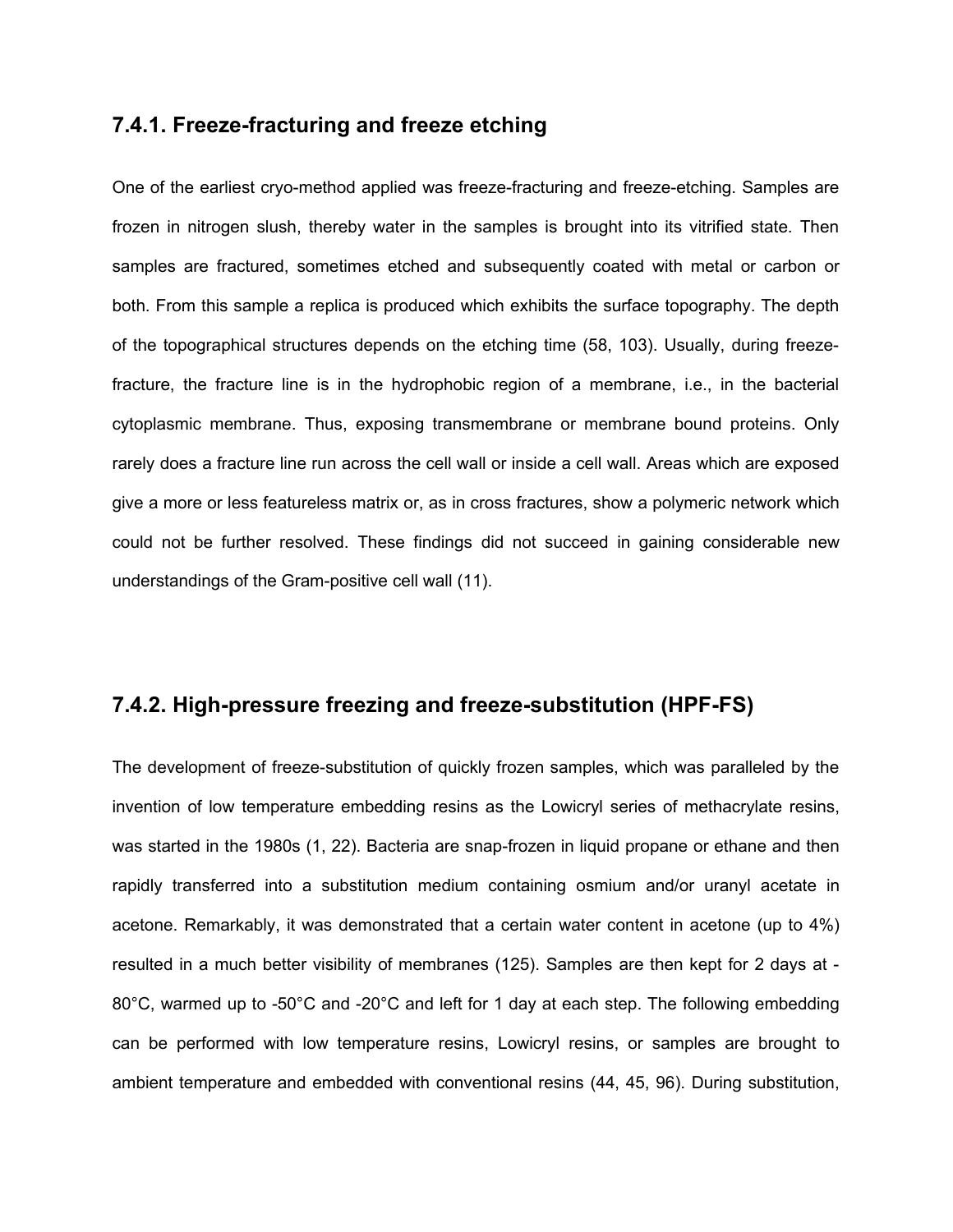### 7.4.1. Freeze-fracturing and freeze etching

One of the earliest cryo-method applied was freeze-fracturing and freeze-etching. Samples are frozen in nitrogen slush, thereby water in the samples is brought into its vitrified state. Then samples are fractured, sometimes etched and subsequently coated with metal or carbon or both. From this sample a replica is produced which exhibits the surface topography. The depth of the topographical structures depends on the etching time (58, 103). Usually, during freeze-fracture, the fracture line is in the hydrophobic region of a membrane, i.e., in the bacterial cytoplasmic membrane. Thus, exposing transmembrane or membrane bound proteins. Only rarely does a fracture line run across the cell wall or inside a cell wall. Areas which are exposed give a more or less featureless matrix or, as in cross fractures, show a polymeric network which could not be further resolved. These findings did not succeed in gaining considerable new understandings of the Gram-positive cell wall (11).

### 7.4.2. High-pressure freezing and freeze-substitution (HPF-FS)

The development of freeze-substitution of quickly frozen samples, which was paralleled by the invention of low temperature embedding resins as the Lowicryl series of methacrylate resins, was started in the 1980s (1, 22). Bacteria are snap-frozen in liquid propane or ethane and then rapidly transferred into a substitution medium containing osmium and/or uranyl acetate in acetone. Remarkably, it was demonstrated that a certain water content in acetone (up to 4%) resulted in a much better visibility of membranes (125). Samples are then kept for 2 days at -80°C, warmed up to -50°C and -20°C and left for 1 day at each step. The following embedding can be performed with low temperature resins, Lowicryl resins, or samples are brought to ambient temperature and embedded with conventional resins (44, 45, 96). During substitution,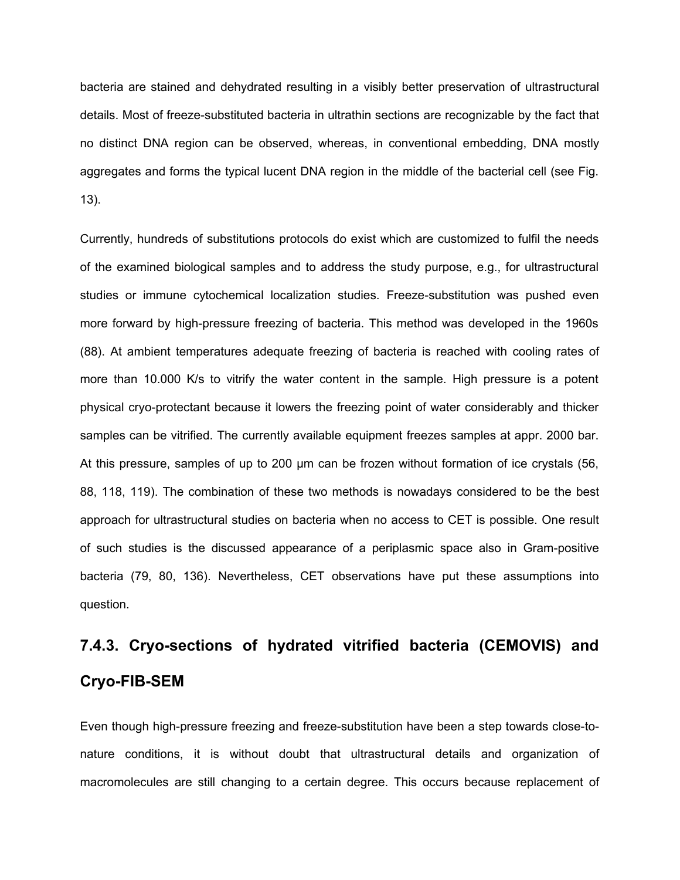bacteria are stained and dehydrated resulting in a visibly better preservation of ultrastructural details. Most of freeze-substituted bacteria in ultrathin sections are recognizable by the fact that no distinct DNA region can be observed, whereas, in conventional embedding, DNA mostly aggregates and forms the typical lucent DNA region in the middle of the bacterial cell (see Fig. 13).

Currently, hundreds of substitutions protocols do exist which are customized to fulfil the needs of the examined biological samples and to address the study purpose, e.g., for ultrastructural studies or immune cytochemical localization studies. Freeze-substitution was pushed even more forward by high-pressure freezing of bacteria. This method was developed in the 1960s (88). At ambient temperatures adequate freezing of bacteria is reached with cooling rates of more than 10.000 K/s to vitrify the water content in the sample. High pressure is a potent physical cryo-protectant because it lowers the freezing point of water considerably and thicker samples can be vitrified. The currently available equipment freezes samples at appr. 2000 bar. At this pressure, samples of up to 200 μm can be frozen without formation of ice crystals (56, 88, 118, 119). The combination of these two methods is nowadays considered to be the best approach for ultrastructural studies on bacteria when no access to CET is possible. One result of such studies is the discussed appearance of a periplasmic space also in Gram-positive bacteria (79, 80, 136). Nevertheless, CET observations have put these assumptions into question.

### 7.4.3. Cryo-sections of hydrated vitrified bacteria (CEMOVIS) and Cryo-FIB-SEM

Even though high-pressure freezing and freeze-substitution have been a step towards close-to-nature conditions, it is without doubt that ultrastructural details and organization of macromolecules are still changing to a certain degree. This occurs because replacement of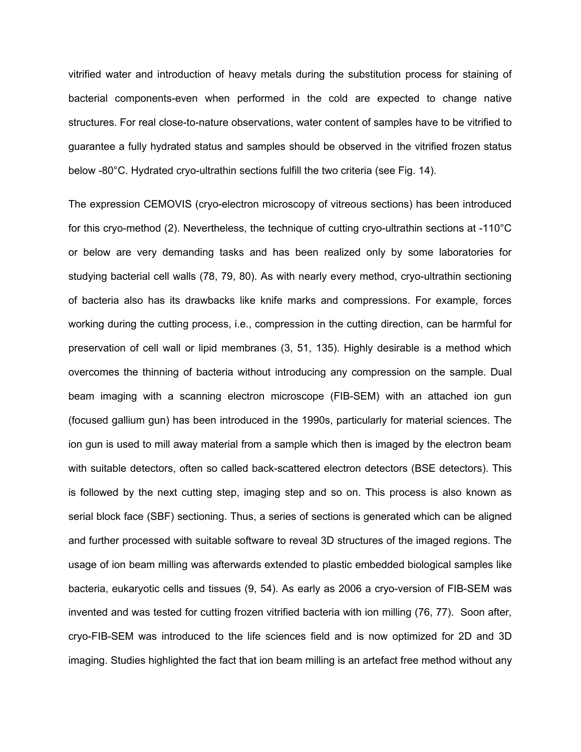vitrified water and introduction of heavy metals during the substitution process for staining of bacterial components-even when performed in the cold are expected to change native structures. For real close-to-nature observations, water content of samples have to be vitrified to guarantee a fully hydrated status and samples should be observed in the vitrified frozen status below -80°C. Hydrated cryo-ultrathin sections fulfill the two criteria (see Fig. 14).

The expression CEMOVIS (cryo-electron microscopy of vitreous sections) has been introduced for this cryo-method (2). Nevertheless, the technique of cutting cryo-ultrathin sections at -110°C or below are very demanding tasks and has been realized only by some laboratories for studying bacterial cell walls (78, 79, 80). As with nearly every method, cryo-ultrathin sectioning of bacteria also has its drawbacks like knife marks and compressions. For example, forces working during the cutting process, i.e., compression in the cutting direction, can be harmful for preservation of cell wall or lipid membranes (3, 51, 135). Highly desirable is a method which overcomes the thinning of bacteria without introducing any compression on the sample. Dual beam imaging with a scanning electron microscope (FIB-SEM) with an attached ion gun (focused gallium gun) has been introduced in the 1990s, particularly for material sciences. The ion gun is used to mill away material from a sample which then is imaged by the electron beam with suitable detectors, often so called back-scattered electron detectors (BSE detectors). This is followed by the next cutting step, imaging step and so on. This process is also known as serial block face (SBF) sectioning. Thus, a series of sections is generated which can be aligned and further processed with suitable software to reveal 3D structures of the imaged regions. The usage of ion beam milling was afterwards extended to plastic embedded biological samples like bacteria, eukaryotic cells and tissues (9, 54). As early as 2006 a cryo-version of FIB-SEM was invented and was tested for cutting frozen vitrified bacteria with ion milling (76, 77). Soon after, cryo-FIB-SEM was introduced to the life sciences field and is now optimized for 2D and 3D imaging. Studies highlighted the fact that ion beam milling is an artefact free method without any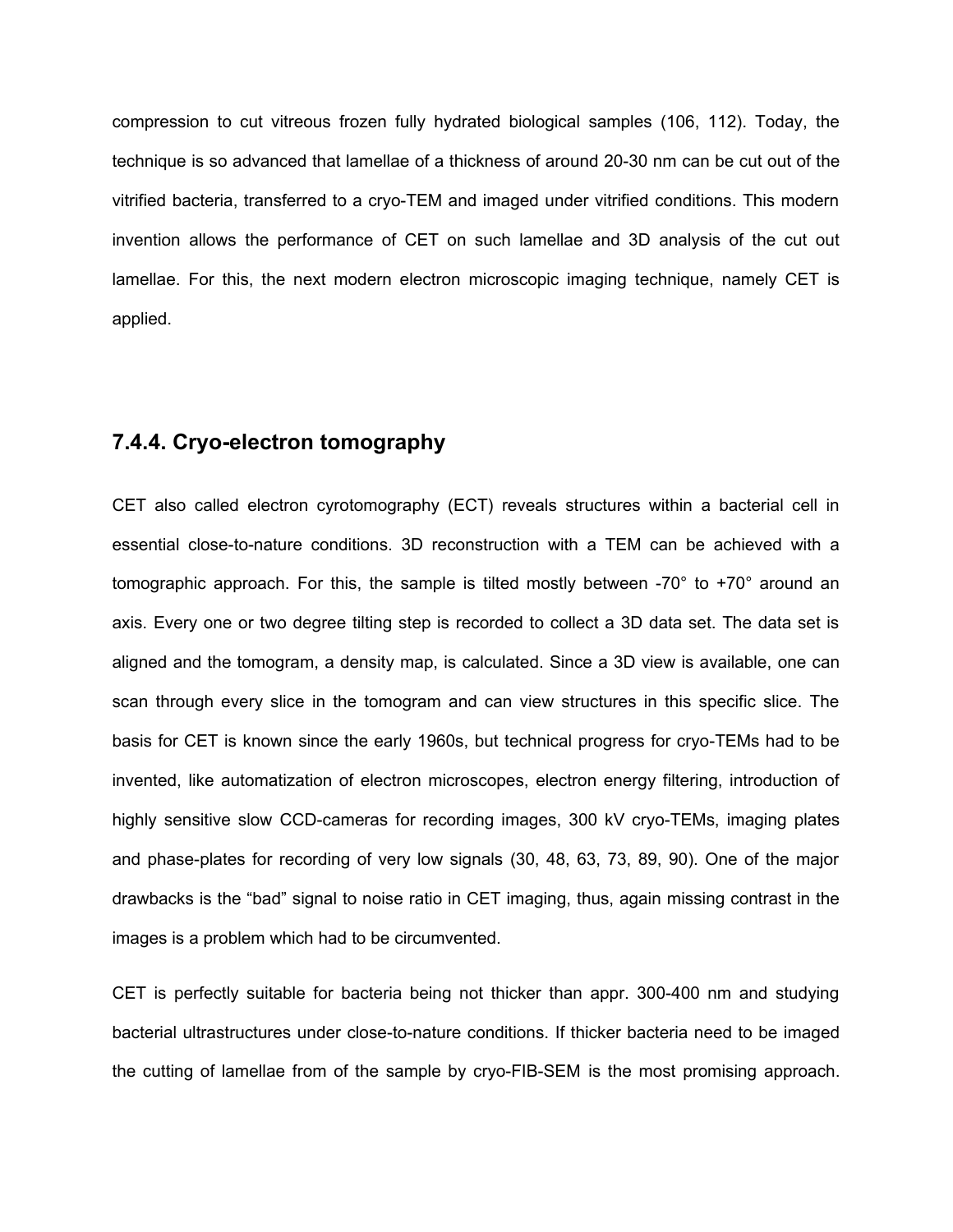compression to cut vitreous frozen fully hydrated biological samples (106, 112). Today, the technique is so advanced that lamellae of a thickness of around 20-30 nm can be cut out of the vitrified bacteria, transferred to a cryo-TEM and imaged under vitrified conditions. This modern invention allows the performance of CET on such lamellae and 3D analysis of the cut out lamellae. For this, the next modern electron microscopic imaging technique, namely CET is applied.

### 7.4.4. Cryo-electron tomography

CET also called electron cyrotomography (ECT) reveals structures within a bacterial cell in essential close-to-nature conditions. 3D reconstruction with a TEM can be achieved with a tomographic approach. For this, the sample is tilted mostly between -70° to +70° around an axis. Every one or two degree tilting step is recorded to collect a 3D data set. The data set is aligned and the tomogram, a density map, is calculated. Since a 3D view is available, one can scan through every slice in the tomogram and can view structures in this specific slice. The basis for CET is known since the early 1960s, but technical progress for cryo-TEMs had to be invented, like automatization of electron microscopes, electron energy filtering, introduction of highly sensitive slow CCD-cameras for recording images, 300 kV cryo-TEMs, imaging plates and phase-plates for recording of very low signals (30, 48, 63, 73, 89, 90). One of the major drawbacks is the "bad" signal to noise ratio in CET imaging, thus, again missing contrast in the images is a problem which had to be circumvented.

CET is perfectly suitable for bacteria being not thicker than appr. 300-400 nm and studying bacterial ultrastructures under close-to-nature conditions. If thicker bacteria need to be imaged the cutting of lamellae from of the sample by cryo-FIB-SEM is the most promising approach.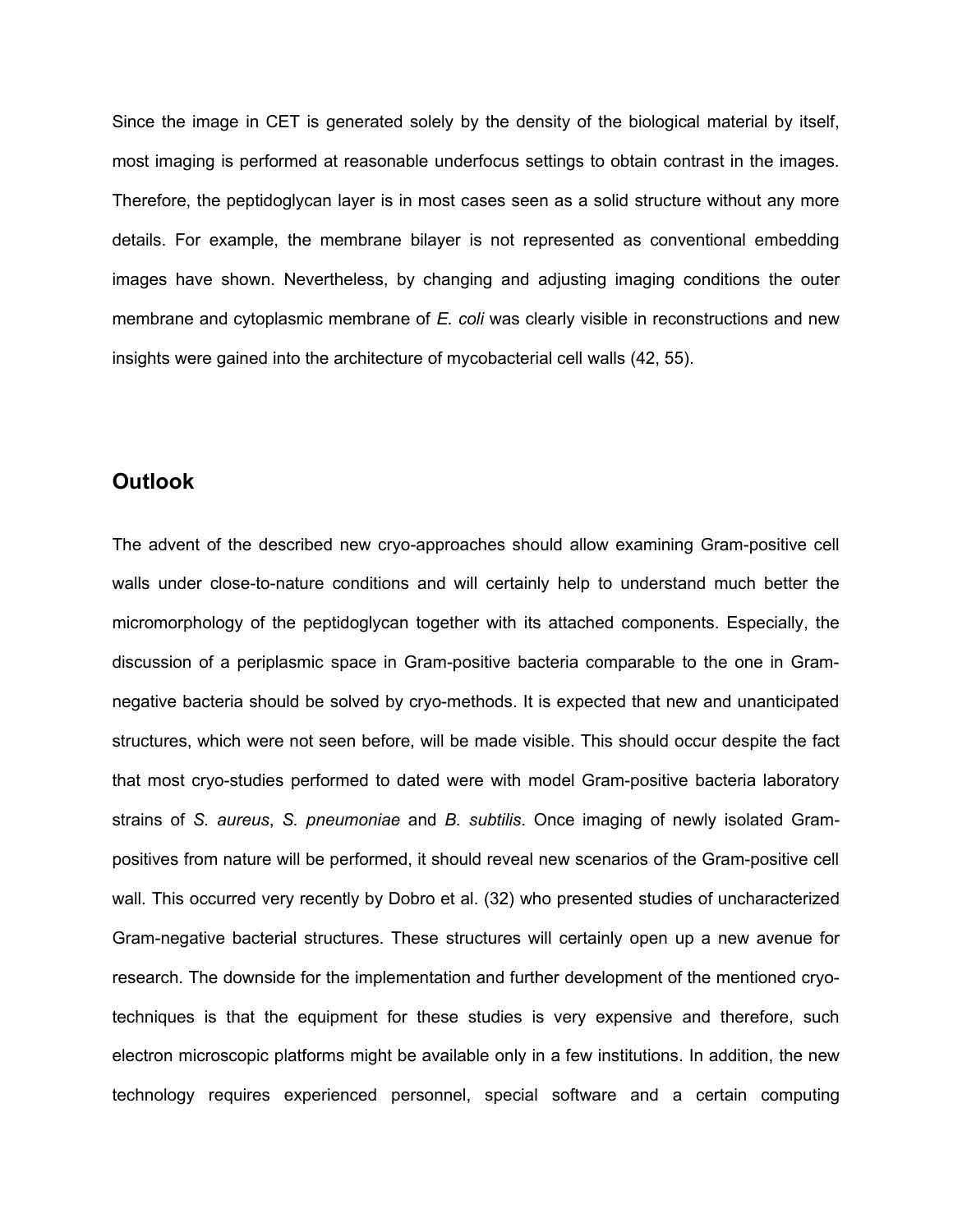Since the image in CET is generated solely by the density of the biological material by itself, most imaging is performed at reasonable underfocus settings to obtain contrast in the images. Therefore, the peptidoglycan layer is in most cases seen as a solid structure without any more details. For example, the membrane bilayer is not represented as conventional embedding images have shown. Nevertheless, by changing and adjusting imaging conditions the outer membrane and cytoplasmic membrane of *E. coli* was clearly visible in reconstructions and new insights were gained into the architecture of mycobacterial cell walls (42, 55).

## Outlook

The advent of the described new cryo-approaches should allow examining Gram-positive cell walls under close-to-nature conditions and will certainly help to understand much better the micromorphology of the peptidoglycan together with its attached components. Especially, the discussion of a periplasmic space in Gram-positive bacteria comparable to the one in Gram-negative bacteria should be solved by cryo-methods. It is expected that new and unanticipated structures, which were not seen before, will be made visible. This should occur despite the fact that most cryo-studies performed to dated were with model Gram-positive bacteria laboratory strains of *S. aureus*, *S. pneumoniae* and *B. subtilis*. Once imaging of newly isolated Gram-positives from nature will be performed, it should reveal new scenarios of the Gram-positive cell wall. This occurred very recently by Dobro et al. (32) who presented studies of uncharacterized Gram-negative bacterial structures. These structures will certainly open up a new avenue for research. The downside for the implementation and further development of the mentioned cryo-techniques is that the equipment for these studies is very expensive and therefore, such electron microscopic platforms might be available only in a few institutions. In addition, the new technology requires experienced personnel, special software and a certain computing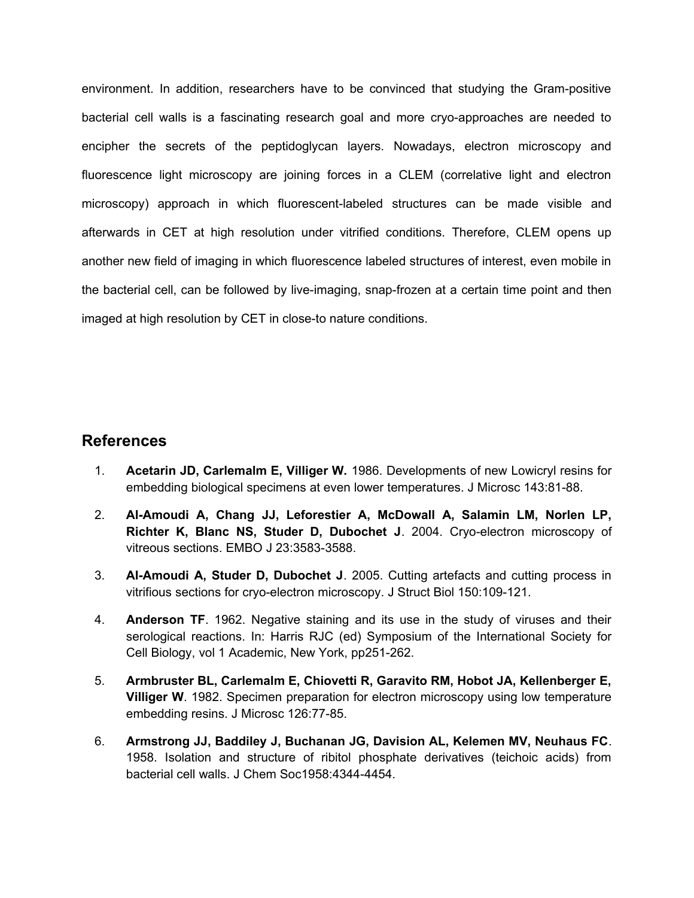environment. In addition, researchers have to be convinced that studying the Gram-positive bacterial cell walls is a fascinating research goal and more cryo-approaches are needed to encipher the secrets of the peptidoglycan layers. Nowadays, electron microscopy and fluorescence light microscopy are joining forces in a CLEM (correlative light and electron microscopy) approach in which fluorescent-labeled structures can be made visible and afterwards in CET at high resolution under vitrified conditions. Therefore, CLEM opens up another new field of imaging in which fluorescence labeled structures of interest, even mobile in the bacterial cell, can be followed by live-imaging, snap-frozen at a certain time point and then imaged at high resolution by CET in close-to nature conditions.

## References

1. **Acetarin JD, Carlemalm E, Villiger W.** 1986. Developments of new Lowicryl resins for embedding biological specimens at even lower temperatures. J Microsc 143:81-88.
2. **Al-Amoudi A, Chang JJ, Leforestier A, McDowall A, Salamin LM, Norlen LP, Richter K, Blanc NS, Studer D, Dubochet J**. 2004. Cryo-electron microscopy of vitreous sections. EMBO J 23:3583-3588.
3. **Al-Amoudi A, Studer D, Dubochet J**. 2005. Cutting artefacts and cutting process in vitrifious sections for cryo-electron microscopy. J Struct Biol 150:109-121.
4. **Anderson TF**. 1962. Negative staining and its use in the study of viruses and their serological reactions. In: Harris RJC (ed) Symposium of the International Society for Cell Biology, vol 1 Academic, New York, pp251-262.
5. **Armbruster BL, Carlemalm E, Chiovetti R, Garavito RM, Hobot JA, Kellenberger E, Villiger W**. 1982. Specimen preparation for electron microscopy using low temperature embedding resins. J Microsc 126:77-85.
6. **Armstrong JJ, Baddiley J, Buchanan JG, Davision AL, Kelemen MV, Neuhaus FC**. 1958. Isolation and structure of ribitol phosphate derivatives (teichoic acids) from bacterial cell walls. J Chem Soc1958:4344-4454.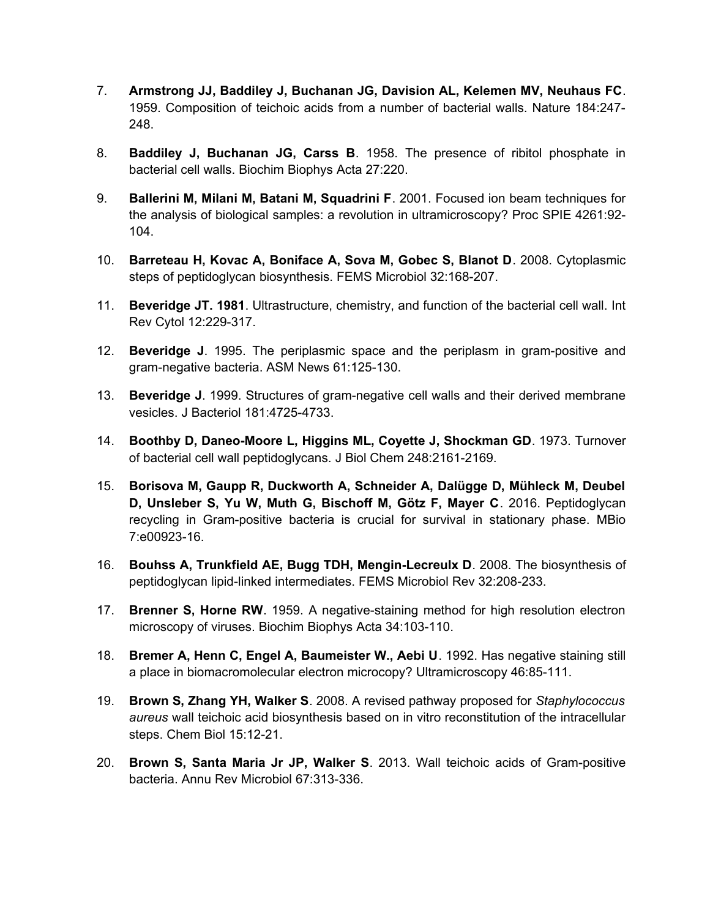7. **Armstrong JJ, Baddiley J, Buchanan JG, Davision AL, Kelemen MV, Neuhaus FC**. 1959. Composition of teichoic acids from a number of bacterial walls. Nature 184:247-248.

8. **Baddiley J, Buchanan JG, Carss B**. 1958. The presence of ribitol phosphate in bacterial cell walls. Biochim Biophys Acta 27:220.

9. **Ballerini M, Milani M, Batani M, Squadrini F**. 2001. Focused ion beam techniques for the analysis of biological samples: a revolution in ultramicroscopy? Proc SPIE 4261:92-104.

10. **Barreteau H, Kovac A, Boniface A, Sova M, Gobec S, Blanot D**. 2008. Cytoplasmic steps of peptidoglycan biosynthesis. FEMS Microbiol 32:168-207.

11. **Beveridge JT. 1981**. Ultrastructure, chemistry, and function of the bacterial cell wall. Int Rev Cytol 12:229-317.

12. **Beveridge J**. 1995. The periplasmic space and the periplasm in gram-positive and gram-negative bacteria. ASM News 61:125-130.

13. **Beveridge J**. 1999. Structures of gram-negative cell walls and their derived membrane vesicles. J Bacteriol 181:4725-4733.

14. **Boothby D, Daneo-Moore L, Higgins ML, Coyette J, Shockman GD**. 1973. Turnover of bacterial cell wall peptidoglycans. J Biol Chem 248:2161-2169.

15. **Borisova M, Gaupp R, Duckworth A, Schneider A, Dalügge D, Mühleck M, Deubel D, Unsleber S, Yu W, Muth G, Bischoff M, Götz F, Mayer C**. 2016. Peptidoglycan recycling in Gram-positive bacteria is crucial for survival in stationary phase. MBio 7:e00923-16.

16. **Bouhss A, Trunkfield AE, Bugg TDH, Mengin-Lecreulx D**. 2008. The biosynthesis of peptidoglycan lipid-linked intermediates. FEMS Microbiol Rev 32:208-233.

17. **Brenner S, Horne RW**. 1959. A negative-staining method for high resolution electron microscopy of viruses. Biochim Biophys Acta 34:103-110.

18. **Bremer A, Henn C, Engel A, Baumeister W., Aebi U**. 1992. Has negative staining still a place in biomacromolecular electron microcopy? Ultramicroscopy 46:85-111.

19. **Brown S, Zhang YH, Walker S**. 2008. A revised pathway proposed for *Staphylococcus aureus* wall teichoic acid biosynthesis based on in vitro reconstitution of the intracellular steps. Chem Biol 15:12-21.

20. **Brown S, Santa Maria Jr JP, Walker S**. 2013. Wall teichoic acids of Gram-positive bacteria. Annu Rev Microbiol 67:313-336.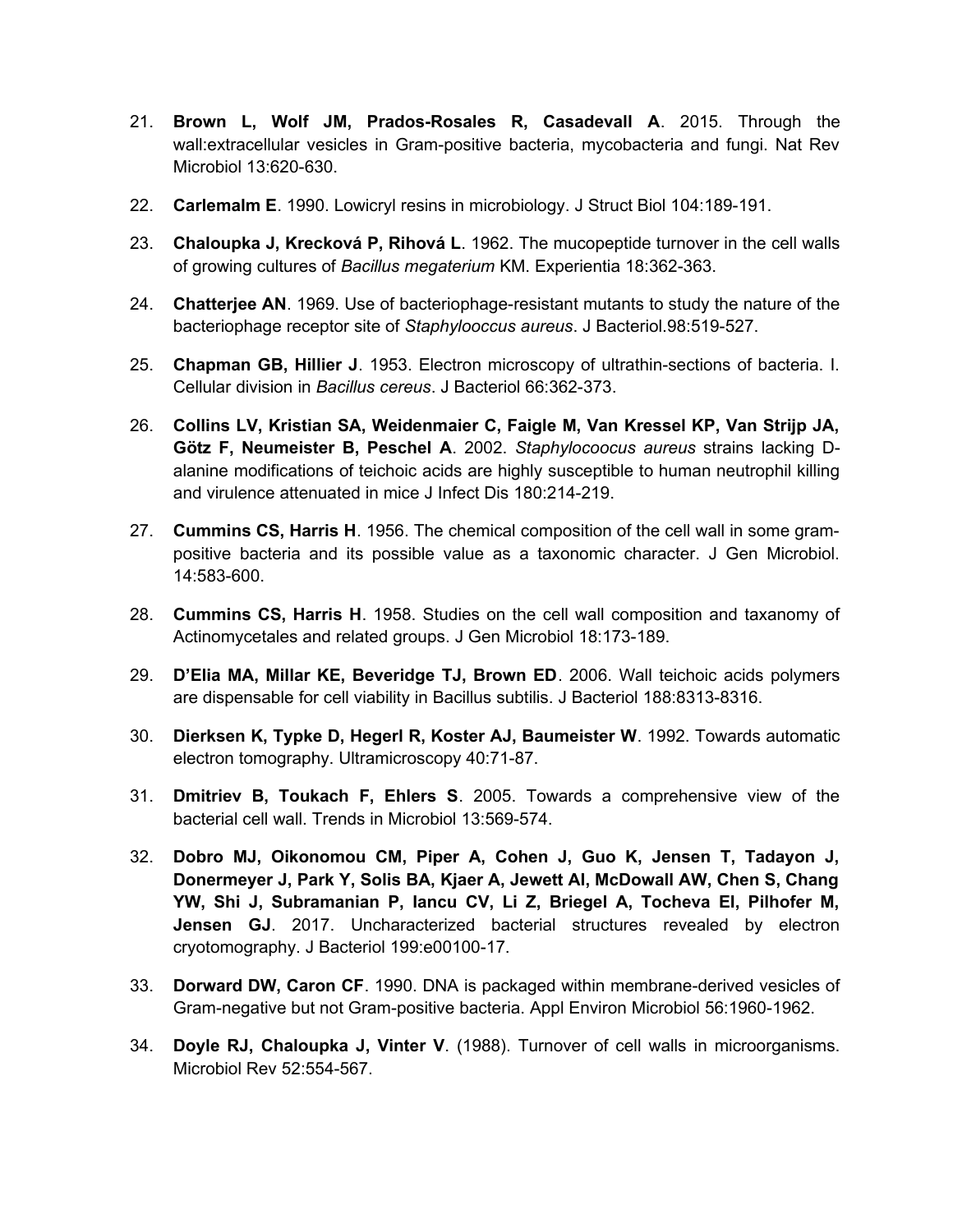21. **Brown L, Wolf JM, Prados-Rosales R, Casadevall A**. 2015. Through the wall:extracellular vesicles in Gram-positive bacteria, mycobacteria and fungi. Nat Rev Microbiol 13:620-630.

22. **Carlemalm E**. 1990. Lowicryl resins in microbiology. J Struct Biol 104:189-191.

23. **Chaloupka J, Krecková P, Rihová L**. 1962. The mucopeptide turnover in the cell walls of growing cultures of *Bacillus megaterium* KM. Experientia 18:362-363.

24. **Chatterjee AN**. 1969. Use of bacteriophage-resistant mutants to study the nature of the bacteriophage receptor site of *Staphylooccus aureus*. J Bacteriol.98:519-527.

25. **Chapman GB, Hillier J**. 1953. Electron microscopy of ultrathin-sections of bacteria. I. Cellular division in *Bacillus cereus*. J Bacteriol 66:362-373.

26. **Collins LV, Kristian SA, Weidenmaier C, Faigle M, Van Kressel KP, Van Strijp JA, Götz F, Neumeister B, Peschel A**. 2002. *Staphylocoocus aureus* strains lacking D-alanine modifications of teichoic acids are highly susceptible to human neutrophil killing and virulence attenuated in mice J Infect Dis 180:214-219.

27. **Cummins CS, Harris H**. 1956. The chemical composition of the cell wall in some gram-positive bacteria and its possible value as a taxonomic character. J Gen Microbiol. 14:583-600.

28. **Cummins CS, Harris H**. 1958. Studies on the cell wall composition and taxanomy of Actinomycetales and related groups. J Gen Microbiol 18:173-189.

29. **D'Elia MA, Millar KE, Beveridge TJ, Brown ED**. 2006. Wall teichoic acids polymers are dispensable for cell viability in Bacillus subtilis. J Bacteriol 188:8313-8316.

30. **Dierksen K, Typke D, Hegerl R, Koster AJ, Baumeister W**. 1992. Towards automatic electron tomography. Ultramicroscopy 40:71-87.

31. **Dmitriev B, Toukach F, Ehlers S**. 2005. Towards a comprehensive view of the bacterial cell wall. Trends in Microbiol 13:569-574.

32. **Dobro MJ, Oikonomou CM, Piper A, Cohen J, Guo K, Jensen T, Tadayon J, Donermeyer J, Park Y, Solis BA, Kjaer A, Jewett AI, McDowall AW, Chen S, Chang YW, Shi J, Subramanian P, Iancu CV, Li Z, Briegel A, Tocheva EI, Pilhofer M, Jensen GJ**. 2017. Uncharacterized bacterial structures revealed by electron cryotomography. J Bacteriol 199:e00100-17.

33. **Dorward DW, Caron CF**. 1990. DNA is packaged within membrane-derived vesicles of Gram-negative but not Gram-positive bacteria. Appl Environ Microbiol 56:1960-1962.

34. **Doyle RJ, Chaloupka J, Vinter V**. (1988). Turnover of cell walls in microorganisms. Microbiol Rev 52:554-567.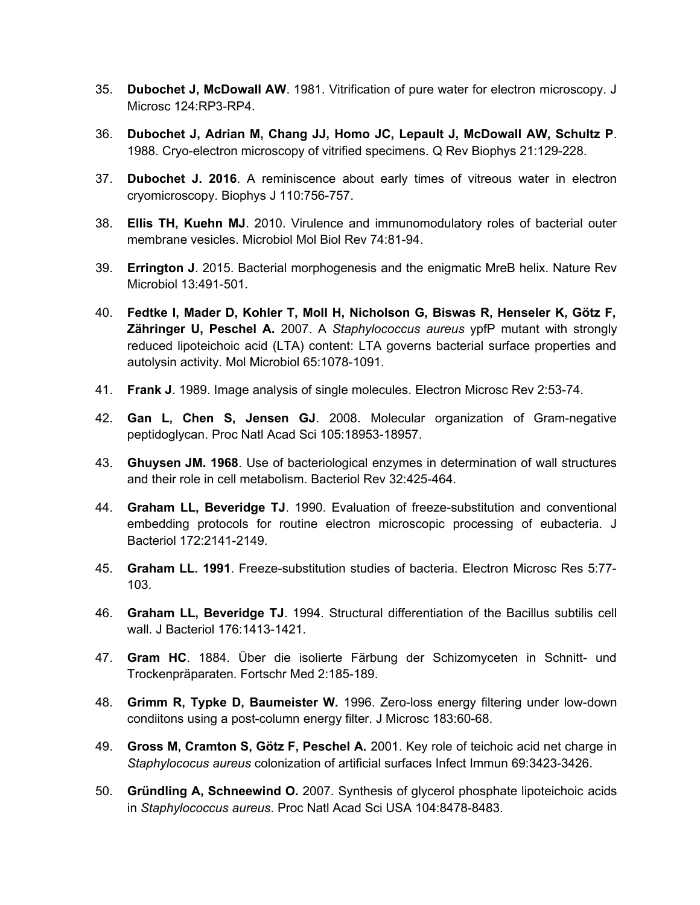35. **Dubochet J, McDowall AW**. 1981. Vitrification of pure water for electron microscopy. J Microsc 124:RP3-RP4.

36. **Dubochet J, Adrian M, Chang JJ, Homo JC, Lepault J, McDowall AW, Schultz P**. 1988. Cryo-electron microscopy of vitrified specimens. Q Rev Biophys 21:129-228.

37. **Dubochet J. 2016**. A reminiscence about early times of vitreous water in electron cryomicroscopy. Biophys J 110:756-757.

38. **Ellis TH, Kuehn MJ**. 2010. Virulence and immunomodulatory roles of bacterial outer membrane vesicles. Microbiol Mol Biol Rev 74:81-94.

39. **Errington J**. 2015. Bacterial morphogenesis and the enigmatic MreB helix. Nature Rev Microbiol 13:491-501.

40. **Fedtke I, Mader D, Kohler T, Moll H, Nicholson G, Biswas R, Henseler K, Götz F, Zähringer U, Peschel A.** 2007. A *Staphylococcus aureus* ypfP mutant with strongly reduced lipoteichoic acid (LTA) content: LTA governs bacterial surface properties and autolysin activity. Mol Microbiol 65:1078-1091.

41. **Frank J**. 1989. Image analysis of single molecules. Electron Microsc Rev 2:53-74.

42. **Gan L, Chen S, Jensen GJ**. 2008. Molecular organization of Gram-negative peptidoglycan. Proc Natl Acad Sci 105:18953-18957.

43. **Ghuysen JM. 1968**. Use of bacteriological enzymes in determination of wall structures and their role in cell metabolism. Bacteriol Rev 32:425-464.

44. **Graham LL, Beveridge TJ**. 1990. Evaluation of freeze-substitution and conventional embedding protocols for routine electron microscopic processing of eubacteria. J Bacteriol 172:2141-2149.

45. **Graham LL. 1991**. Freeze-substitution studies of bacteria. Electron Microsc Res 5:77-103.

46. **Graham LL, Beveridge TJ**. 1994. Structural differentiation of the Bacillus subtilis cell wall. J Bacteriol 176:1413-1421.

47. **Gram HC**. 1884. Über die isolierte Färbung der Schizomyceten in Schnitt- und Trockenpräparaten. Fortschr Med 2:185-189.

48. **Grimm R, Typke D, Baumeister W.** 1996. Zero-loss energy filtering under low-down condiitons using a post-column energy filter. J Microsc 183:60-68.

49. **Gross M, Cramton S, Götz F, Peschel A.** 2001. Key role of teichoic acid net charge in *Staphylococus aureus* colonization of artificial surfaces Infect Immun 69:3423-3426.

50. **Gründling A, Schneewind O.** 2007. Synthesis of glycerol phosphate lipoteichoic acids in *Staphylococcus aureus*. Proc Natl Acad Sci USA 104:8478-8483.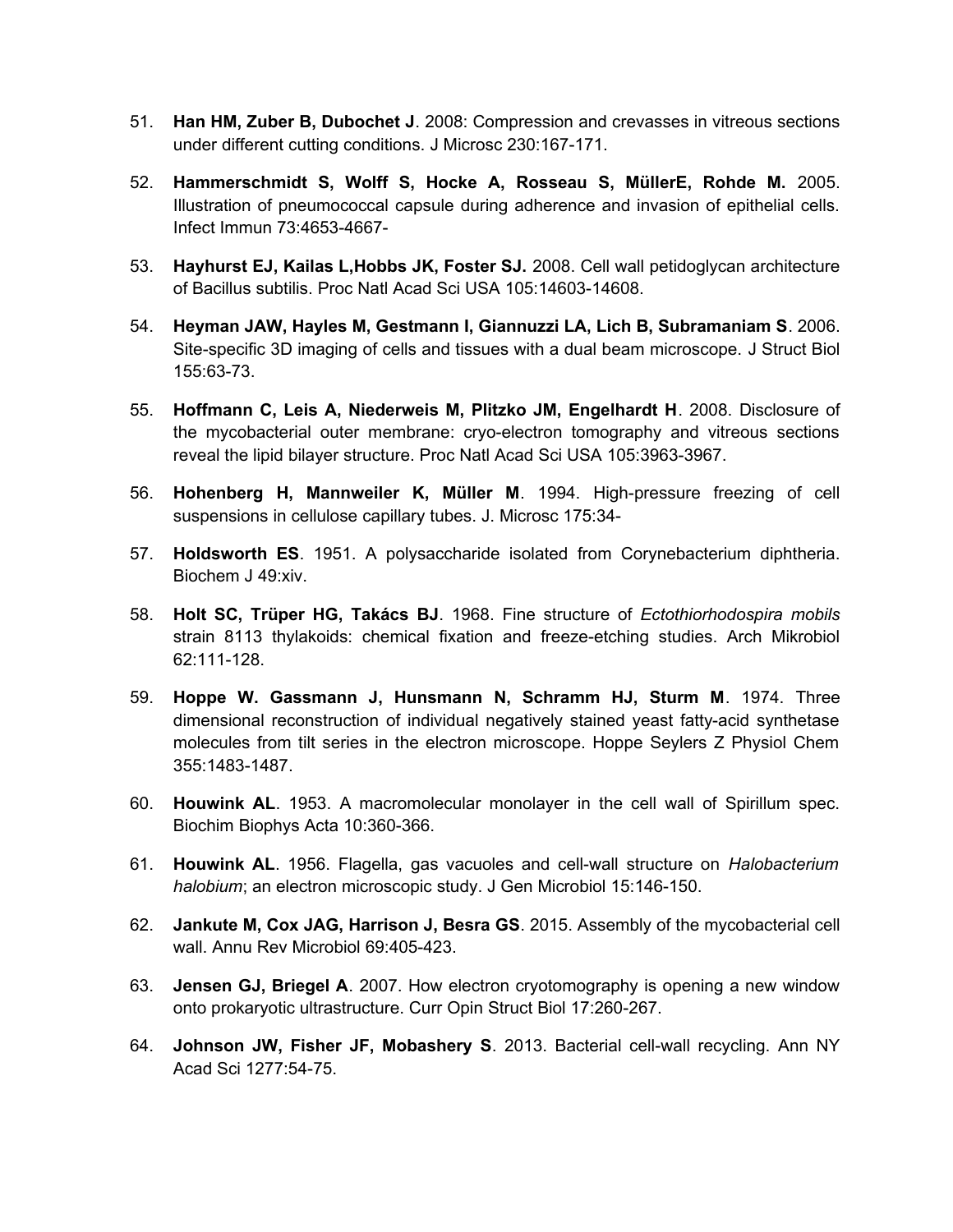51. **Han HM, Zuber B, Dubochet J**. 2008: Compression and crevasses in vitreous sections under different cutting conditions. J Microsc 230:167-171.

52. **Hammerschmidt S, Wolff S, Hocke A, Rosseau S, MüllerE, Rohde M.** 2005. Illustration of pneumococcal capsule during adherence and invasion of epithelial cells. Infect Immun 73:4653-4667-

53. **Hayhurst EJ, Kailas L,Hobbs JK, Foster SJ.** 2008. Cell wall petidoglycan architecture of Bacillus subtilis. Proc Natl Acad Sci USA 105:14603-14608.

54. **Heyman JAW, Hayles M, Gestmann I, Giannuzzi LA, Lich B, Subramaniam S**. 2006. Site-specific 3D imaging of cells and tissues with a dual beam microscope. J Struct Biol 155:63-73.

55. **Hoffmann C, Leis A, Niederweis M, Plitzko JM, Engelhardt H**. 2008. Disclosure of the mycobacterial outer membrane: cryo-electron tomography and vitreous sections reveal the lipid bilayer structure. Proc Natl Acad Sci USA 105:3963-3967.

56. **Hohenberg H, Mannweiler K, Müller M**. 1994. High-pressure freezing of cell suspensions in cellulose capillary tubes. J. Microsc 175:34-

57. **Holdsworth ES**. 1951. A polysaccharide isolated from Corynebacterium diphtheria. Biochem J 49:xiv.

58. **Holt SC, Trüper HG, Takács BJ**. 1968. Fine structure of *Ectothiorhodospira mobils* strain 8113 thylakoids: chemical fixation and freeze-etching studies. Arch Mikrobiol 62:111-128.

59. **Hoppe W. Gassmann J, Hunsmann N, Schramm HJ, Sturm M**. 1974. Three dimensional reconstruction of individual negatively stained yeast fatty-acid synthetase molecules from tilt series in the electron microscope. Hoppe Seylers Z Physiol Chem 355:1483-1487.

60. **Houwink AL**. 1953. A macromolecular monolayer in the cell wall of Spirillum spec. Biochim Biophys Acta 10:360-366.

61. **Houwink AL**. 1956. Flagella, gas vacuoles and cell-wall structure on *Halobacterium halobium*; an electron microscopic study. J Gen Microbiol 15:146-150.

62. **Jankute M, Cox JAG, Harrison J, Besra GS**. 2015. Assembly of the mycobacterial cell wall. Annu Rev Microbiol 69:405-423.

63. **Jensen GJ, Briegel A**. 2007. How electron cryotomography is opening a new window onto prokaryotic ultrastructure. Curr Opin Struct Biol 17:260-267.

64. **Johnson JW, Fisher JF, Mobashery S**. 2013. Bacterial cell-wall recycling. Ann NY Acad Sci 1277:54-75.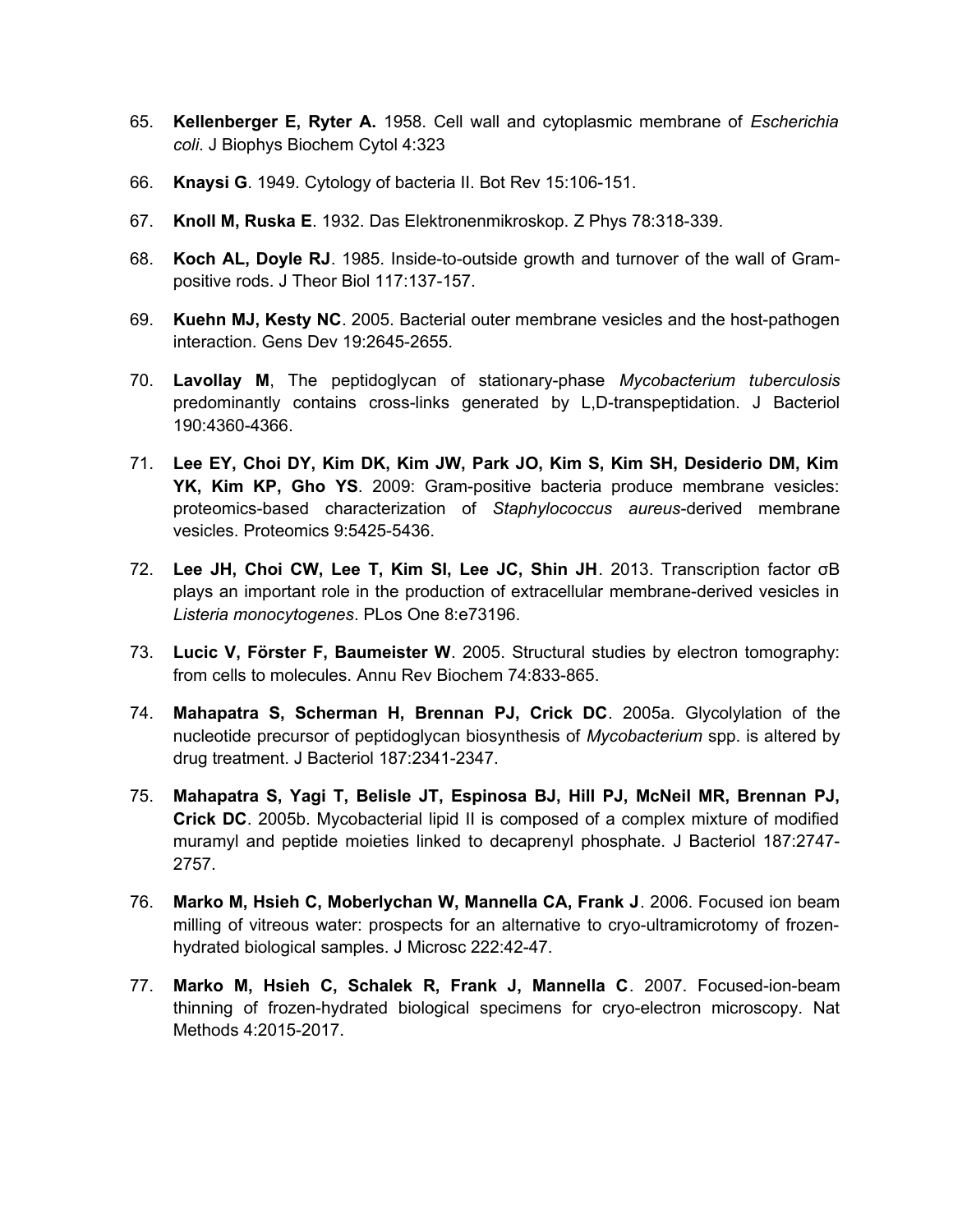65. **Kellenberger E, Ryter A.** 1958. Cell wall and cytoplasmic membrane of *Escherichia coli*. J Biophys Biochem Cytol 4:323

66. **Knaysi G**. 1949. Cytology of bacteria II. Bot Rev 15:106-151.

67. **Knoll M, Ruska E**. 1932. Das Elektronenmikroskop. Z Phys 78:318-339.

68. **Koch AL, Doyle RJ**. 1985. Inside-to-outside growth and turnover of the wall of Gram-positive rods. J Theor Biol 117:137-157.

69. **Kuehn MJ, Kesty NC**. 2005. Bacterial outer membrane vesicles and the host-pathogen interaction. Gens Dev 19:2645-2655.

70. **Lavollay M**, The peptidoglycan of stationary-phase *Mycobacterium tuberculosis* predominantly contains cross-links generated by L,D-transpeptidation. J Bacteriol 190:4360-4366.

71. **Lee EY, Choi DY, Kim DK, Kim JW, Park JO, Kim S, Kim SH, Desiderio DM, Kim YK, Kim KP, Gho YS**. 2009: Gram-positive bacteria produce membrane vesicles: proteomics-based characterization of *Staphylococcus aureus*-derived membrane vesicles. Proteomics 9:5425-5436.

72. **Lee JH, Choi CW, Lee T, Kim SI, Lee JC, Shin JH**. 2013. Transcription factor σB plays an important role in the production of extracellular membrane-derived vesicles in *Listeria monocytogenes*. PLos One 8:e73196.

73. **Lucic V, Förster F, Baumeister W**. 2005. Structural studies by electron tomography: from cells to molecules. Annu Rev Biochem 74:833-865.

74. **Mahapatra S, Scherman H, Brennan PJ, Crick DC**. 2005a. Glycolylation of the nucleotide precursor of peptidoglycan biosynthesis of *Mycobacterium* spp. is altered by drug treatment. J Bacteriol 187:2341-2347.

75. **Mahapatra S, Yagi T, Belisle JT, Espinosa BJ, Hill PJ, McNeil MR, Brennan PJ, Crick DC**. 2005b. Mycobacterial lipid II is composed of a complex mixture of modified muramyl and peptide moieties linked to decaprenyl phosphate. J Bacteriol 187:2747-2757.

76. **Marko M, Hsieh C, Moberlychan W, Mannella CA, Frank J**. 2006. Focused ion beam milling of vitreous water: prospects for an alternative to cryo-ultramicrotomy of frozen-hydrated biological samples. J Microsc 222:42-47.

77. **Marko M, Hsieh C, Schalek R, Frank J, Mannella C**. 2007. Focused-ion-beam thinning of frozen-hydrated biological specimens for cryo-electron microscopy. Nat Methods 4:2015-2017.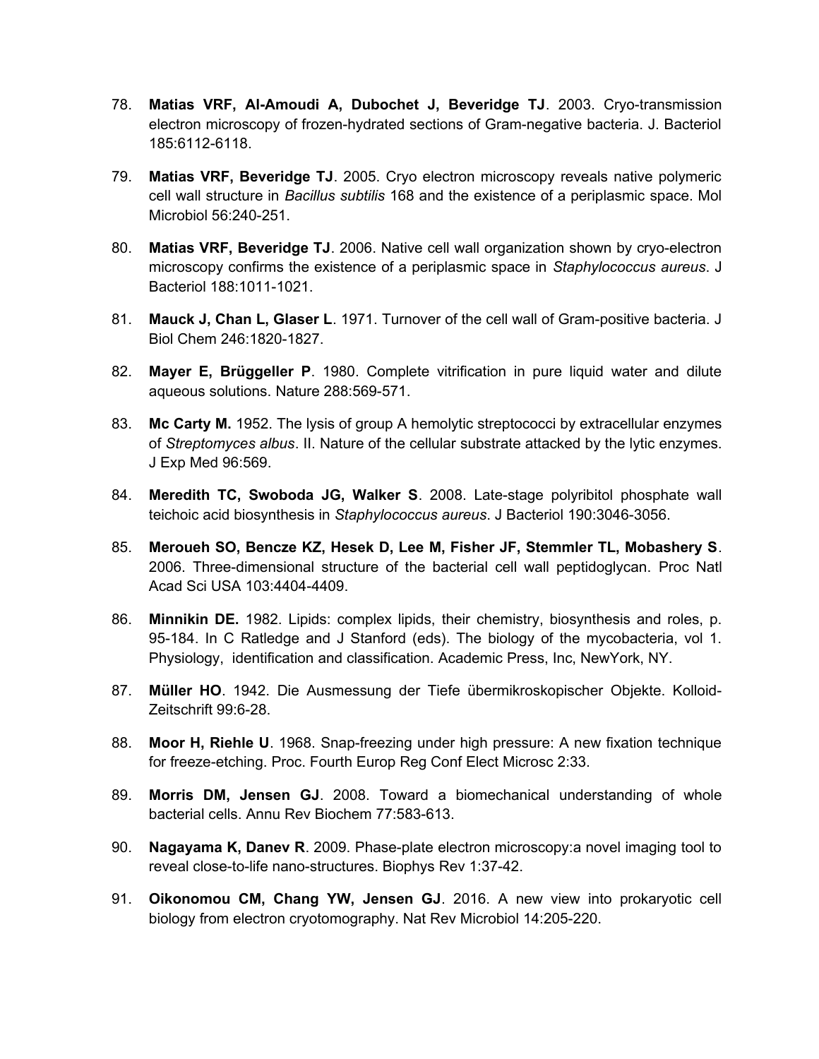78. **Matias VRF, Al-Amoudi A, Dubochet J, Beveridge TJ**. 2003. Cryo-transmission electron microscopy of frozen-hydrated sections of Gram-negative bacteria. J. Bacteriol 185:6112-6118.

79. **Matias VRF, Beveridge TJ**. 2005. Cryo electron microscopy reveals native polymeric cell wall structure in *Bacillus subtilis* 168 and the existence of a periplasmic space. Mol Microbiol 56:240-251.

80. **Matias VRF, Beveridge TJ**. 2006. Native cell wall organization shown by cryo-electron microscopy confirms the existence of a periplasmic space in *Staphylococcus aureus*. J Bacteriol 188:1011-1021.

81. **Mauck J, Chan L, Glaser L**. 1971. Turnover of the cell wall of Gram-positive bacteria. J Biol Chem 246:1820-1827.

82. **Mayer E, Brüggeller P**. 1980. Complete vitrification in pure liquid water and dilute aqueous solutions. Nature 288:569-571.

83. **Mc Carty M.** 1952. The lysis of group A hemolytic streptococci by extracellular enzymes of *Streptomyces albus*. II. Nature of the cellular substrate attacked by the lytic enzymes. J Exp Med 96:569.

84. **Meredith TC, Swoboda JG, Walker S**. 2008. Late-stage polyribitol phosphate wall teichoic acid biosynthesis in *Staphylococcus aureus*. J Bacteriol 190:3046-3056.

85. **Meroueh SO, Bencze KZ, Hesek D, Lee M, Fisher JF, Stemmler TL, Mobashery S**. 2006. Three-dimensional structure of the bacterial cell wall peptidoglycan. Proc Natl Acad Sci USA 103:4404-4409.

86. **Minnikin DE.** 1982. Lipids: complex lipids, their chemistry, biosynthesis and roles, p. 95-184. In C Ratledge and J Stanford (eds). The biology of the mycobacteria, vol 1. Physiology, identification and classification. Academic Press, Inc, NewYork, NY.

87. **Müller HO**. 1942. Die Ausmessung der Tiefe übermikroskopischer Objekte. Kolloid-Zeitschrift 99:6-28.

88. **Moor H, Riehle U**. 1968. Snap-freezing under high pressure: A new fixation technique for freeze-etching. Proc. Fourth Europ Reg Conf Elect Microsc 2:33.

89. **Morris DM, Jensen GJ**. 2008. Toward a biomechanical understanding of whole bacterial cells. Annu Rev Biochem 77:583-613.

90. **Nagayama K, Danev R**. 2009. Phase-plate electron microscopy:a novel imaging tool to reveal close-to-life nano-structures. Biophys Rev 1:37-42.

91. **Oikonomou CM, Chang YW, Jensen GJ**. 2016. A new view into prokaryotic cell biology from electron cryotomography. Nat Rev Microbiol 14:205-220.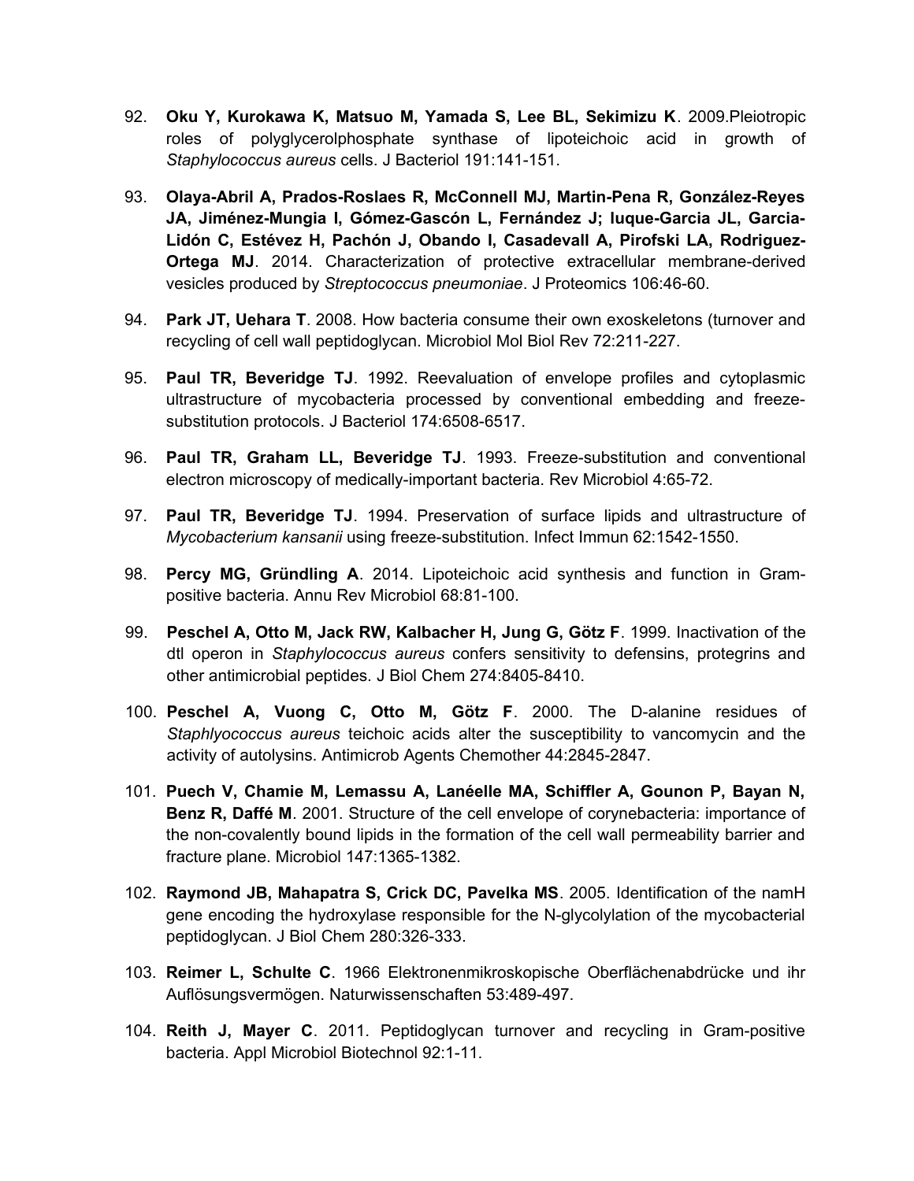92. **Oku Y, Kurokawa K, Matsuo M, Yamada S, Lee BL, Sekimizu K**. 2009.Pleiotropic roles of polyglycerolphosphate synthase of lipoteichoic acid in growth of *Staphylococcus aureus* cells. J Bacteriol 191:141-151.

93. **Olaya-Abril A, Prados-Roslaes R, McConnell MJ, Martin-Pena R, González-Reyes JA, Jiménez-Mungia I, Gómez-Gascón L, Fernández J; luque-Garcia JL, Garcia-Lidón C, Estévez H, Pachón J, Obando I, Casadevall A, Pirofski LA, Rodriguez-Ortega MJ**. 2014. Characterization of protective extracellular membrane-derived vesicles produced by *Streptococcus pneumoniae*. J Proteomics 106:46-60.

94. **Park JT, Uehara T**. 2008. How bacteria consume their own exoskeletons (turnover and recycling of cell wall peptidoglycan. Microbiol Mol Biol Rev 72:211-227.

95. **Paul TR, Beveridge TJ**. 1992. Reevaluation of envelope profiles and cytoplasmic ultrastructure of mycobacteria processed by conventional embedding and freeze-substitution protocols. J Bacteriol 174:6508-6517.

96. **Paul TR, Graham LL, Beveridge TJ**. 1993. Freeze-substitution and conventional electron microscopy of medically-important bacteria. Rev Microbiol 4:65-72.

97. **Paul TR, Beveridge TJ**. 1994. Preservation of surface lipids and ultrastructure of *Mycobacterium kansanii* using freeze-substitution. Infect Immun 62:1542-1550.

98. **Percy MG, Gründling A**. 2014. Lipoteichoic acid synthesis and function in Gram-positive bacteria. Annu Rev Microbiol 68:81-100.

99. **Peschel A, Otto M, Jack RW, Kalbacher H, Jung G, Götz F**. 1999. Inactivation of the dtl operon in *Staphylococcus aureus* confers sensitivity to defensins, protegrins and other antimicrobial peptides. J Biol Chem 274:8405-8410.

100. **Peschel A, Vuong C, Otto M, Götz F**. 2000. The D-alanine residues of *Staphlyococcus aureus* teichoic acids alter the susceptibility to vancomycin and the activity of autolysins. Antimicrob Agents Chemother 44:2845-2847.

101. **Puech V, Chamie M, Lemassu A, Lanéelle MA, Schiffler A, Gounon P, Bayan N, Benz R, Daffé M**. 2001. Structure of the cell envelope of corynebacteria: importance of the non-covalently bound lipids in the formation of the cell wall permeability barrier and fracture plane. Microbiol 147:1365-1382.

102. **Raymond JB, Mahapatra S, Crick DC, Pavelka MS**. 2005. Identification of the namH gene encoding the hydroxylase responsible for the N-glycolylation of the mycobacterial peptidoglycan. J Biol Chem 280:326-333.

103. **Reimer L, Schulte C**. 1966 Elektronenmikroskopische Oberflächenabdrücke und ihr Auflösungsvermögen. Naturwissenschaften 53:489-497.

104. **Reith J, Mayer C**. 2011. Peptidoglycan turnover and recycling in Gram-positive bacteria. Appl Microbiol Biotechnol 92:1-11.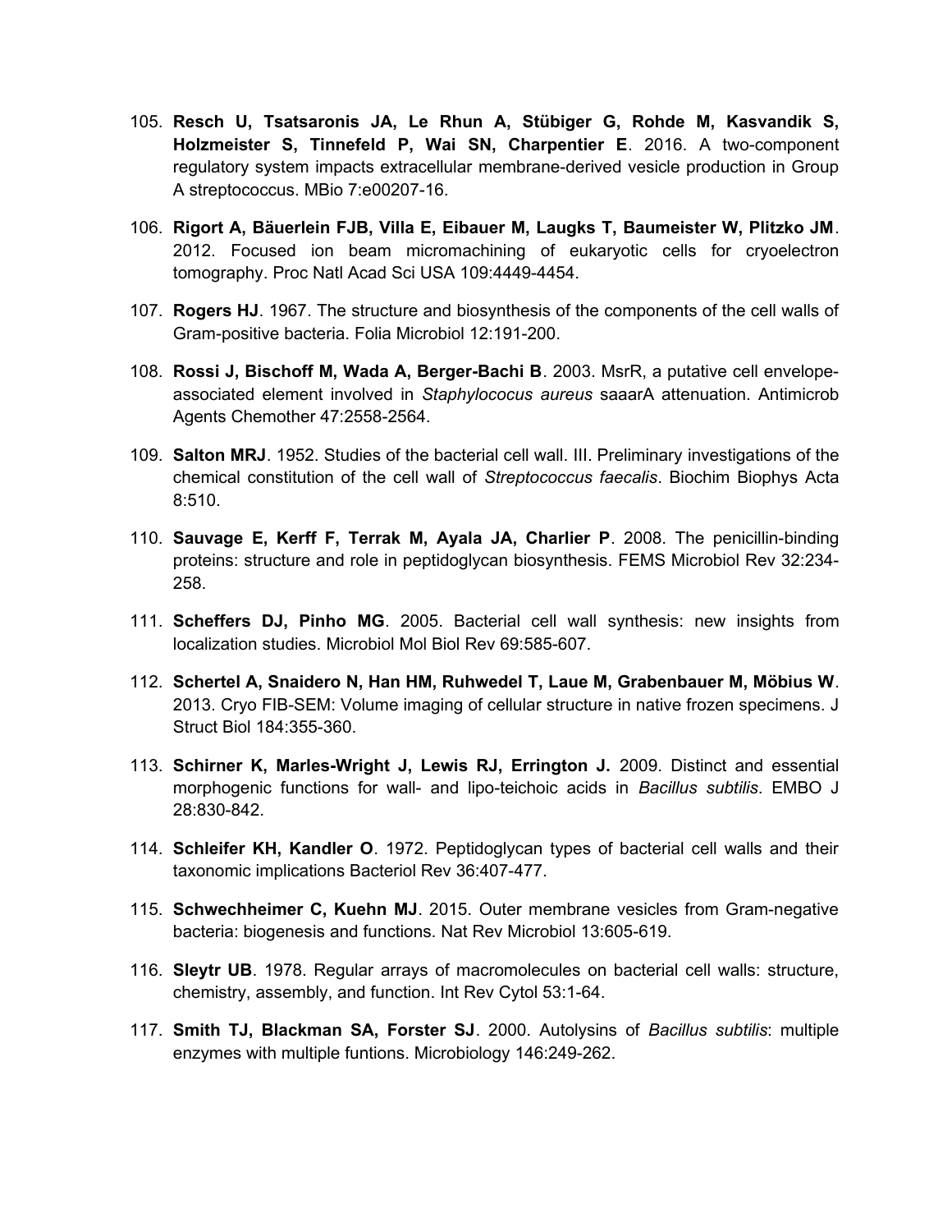105. **Resch U, Tsatsaronis JA, Le Rhun A, Stübiger G, Rohde M, Kasvandik S, Holzmeister S, Tinnefeld P, Wai SN, Charpentier E**. 2016. A two-component regulatory system impacts extracellular membrane-derived vesicle production in Group A streptococcus. MBio 7:e00207-16.

106. **Rigort A, Bäuerlein FJB, Villa E, Eibauer M, Laugks T, Baumeister W, Plitzko JM**. 2012. Focused ion beam micromachining of eukaryotic cells for cryoelectron tomography. Proc Natl Acad Sci USA 109:4449-4454.

107. **Rogers HJ**. 1967. The structure and biosynthesis of the components of the cell walls of Gram-positive bacteria. Folia Microbiol 12:191-200.

108. **Rossi J, Bischoff M, Wada A, Berger-Bachi B**. 2003. MsrR, a putative cell envelope-associated element involved in *Staphylococus aureus* saaarA attenuation. Antimicrob Agents Chemother 47:2558-2564.

109. **Salton MRJ**. 1952. Studies of the bacterial cell wall. III. Preliminary investigations of the chemical constitution of the cell wall of *Streptococcus faecalis*. Biochim Biophys Acta 8:510.

110. **Sauvage E, Kerff F, Terrak M, Ayala JA, Charlier P**. 2008. The penicillin-binding proteins: structure and role in peptidoglycan biosynthesis. FEMS Microbiol Rev 32:234-258.

111. **Scheffers DJ, Pinho MG**. 2005. Bacterial cell wall synthesis: new insights from localization studies. Microbiol Mol Biol Rev 69:585-607.

112. **Schertel A, Snaidero N, Han HM, Ruhwedel T, Laue M, Grabenbauer M, Möbius W**. 2013. Cryo FIB-SEM: Volume imaging of cellular structure in native frozen specimens. J Struct Biol 184:355-360.

113. **Schirner K, Marles-Wright J, Lewis RJ, Errington J.** 2009. Distinct and essential morphogenic functions for wall- and lipo-teichoic acids in *Bacillus subtilis*. EMBO J 28:830-842.

114. **Schleifer KH, Kandler O**. 1972. Peptidoglycan types of bacterial cell walls and their taxonomic implications Bacteriol Rev 36:407-477.

115. **Schwechheimer C, Kuehn MJ**. 2015. Outer membrane vesicles from Gram-negative bacteria: biogenesis and functions. Nat Rev Microbiol 13:605-619.

116. **Sleytr UB**. 1978. Regular arrays of macromolecules on bacterial cell walls: structure, chemistry, assembly, and function. Int Rev Cytol 53:1-64.

117. **Smith TJ, Blackman SA, Forster SJ**. 2000. Autolysins of *Bacillus subtilis*: multiple enzymes with multiple funtions. Microbiology 146:249-262.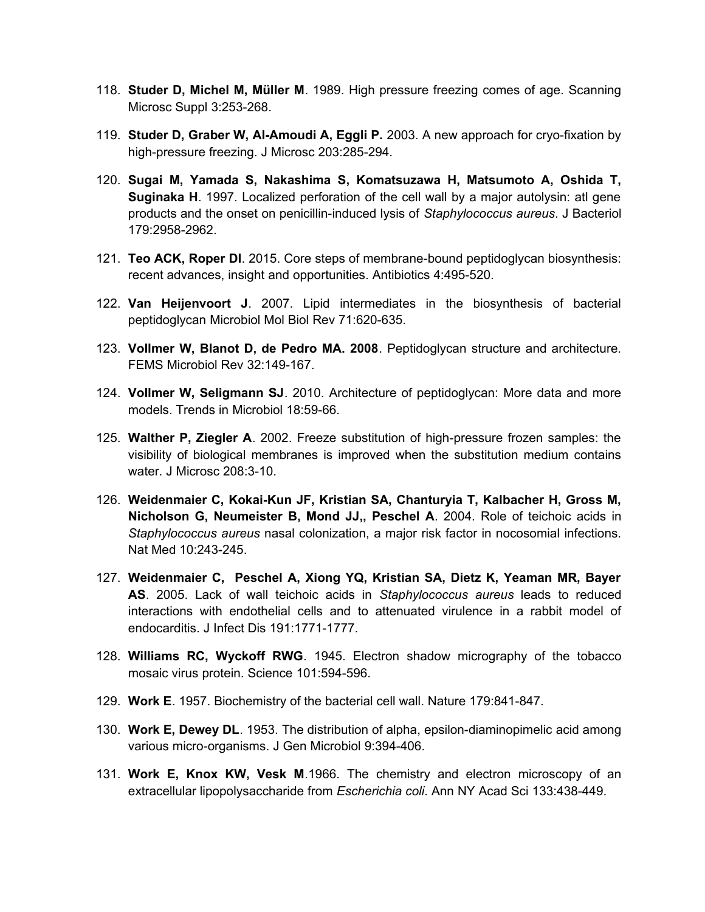118. **Studer D, Michel M, Müller M**. 1989. High pressure freezing comes of age. Scanning Microsc Suppl 3:253-268.

119. **Studer D, Graber W, Al-Amoudi A, Eggli P.** 2003. A new approach for cryo-fixation by high-pressure freezing. J Microsc 203:285-294.

120. **Sugai M, Yamada S, Nakashima S, Komatsuzawa H, Matsumoto A, Oshida T, Suginaka H**. 1997. Localized perforation of the cell wall by a major autolysin: atl gene products and the onset on penicillin-induced lysis of *Staphylococcus aureus*. J Bacteriol 179:2958-2962.

121. **Teo ACK, Roper DI**. 2015. Core steps of membrane-bound peptidoglycan biosynthesis: recent advances, insight and opportunities. Antibiotics 4:495-520.

122. **Van Heijenvoort J**. 2007. Lipid intermediates in the biosynthesis of bacterial peptidoglycan Microbiol Mol Biol Rev 71:620-635.

123. **Vollmer W, Blanot D, de Pedro MA. 2008**. Peptidoglycan structure and architecture. FEMS Microbiol Rev 32:149-167.

124. **Vollmer W, Seligmann SJ**. 2010. Architecture of peptidoglycan: More data and more models. Trends in Microbiol 18:59-66.

125. **Walther P, Ziegler A**. 2002. Freeze substitution of high-pressure frozen samples: the visibility of biological membranes is improved when the substitution medium contains water. J Microsc 208:3-10.

126. **Weidenmaier C, Kokai-Kun JF, Kristian SA, Chanturyia T, Kalbacher H, Gross M, Nicholson G, Neumeister B, Mond JJ,, Peschel A**. 2004. Role of teichoic acids in *Staphylococcus aureus* nasal colonization, a major risk factor in nocosomial infections. Nat Med 10:243-245.

127. **Weidenmaier C, Peschel A, Xiong YQ, Kristian SA, Dietz K, Yeaman MR, Bayer AS**. 2005. Lack of wall teichoic acids in *Staphylococcus aureus* leads to reduced interactions with endothelial cells and to attenuated virulence in a rabbit model of endocarditis. J Infect Dis 191:1771-1777.

128. **Williams RC, Wyckoff RWG**. 1945. Electron shadow micrography of the tobacco mosaic virus protein. Science 101:594-596.

129. **Work E**. 1957. Biochemistry of the bacterial cell wall. Nature 179:841-847.

130. **Work E, Dewey DL**. 1953. The distribution of alpha, epsilon-diaminopimelic acid among various micro-organisms. J Gen Microbiol 9:394-406.

131. **Work E, Knox KW, Vesk M**.1966. The chemistry and electron microscopy of an extracellular lipopolysaccharide from *Escherichia coli*. Ann NY Acad Sci 133:438-449.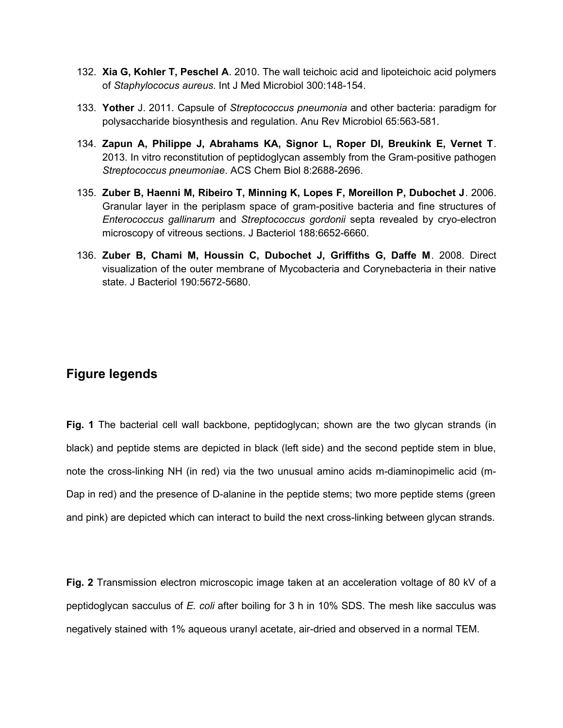132. **Xia G, Kohler T, Peschel A**. 2010. The wall teichoic acid and lipoteichoic acid polymers of *Staphylococus aureus*. Int J Med Microbiol 300:148-154.

133. **Yother** J. 2011. Capsule of *Streptococcus pneumonia* and other bacteria: paradigm for polysaccharide biosynthesis and regulation. Anu Rev Microbiol 65:563-581.

134. **Zapun A, Philippe J, Abrahams KA, Signor L, Roper DI, Breukink E, Vernet T**. 2013. In vitro reconstitution of peptidoglycan assembly from the Gram-positive pathogen *Streptococcus pneumoniae*. ACS Chem Biol 8:2688-2696.

135. **Zuber B, Haenni M, Ribeiro T, Minning K, Lopes F, Moreillon P, Dubochet J**. 2006. Granular layer in the periplasm space of gram-positive bacteria and fine structures of *Enterococcus gallinarum* and *Streptococcus gordonii* septa revealed by cryo-electron microscopy of vitreous sections. J Bacteriol 188:6652-6660.

136. **Zuber B, Chami M, Houssin C, Dubochet J, Griffiths G, Daffe M**. 2008. Direct visualization of the outer membrane of Mycobacteria and Corynebacteria in their native state. J Bacteriol 190:5672-5680.

## Figure legends

**Fig. 1** The bacterial cell wall backbone, peptidoglycan; shown are the two glycan strands (in black) and peptide stems are depicted in black (left side) and the second peptide stem in blue, note the cross-linking NH (in red) via the two unusual amino acids m-diaminopimelic acid (m-Dap in red) and the presence of D-alanine in the peptide stems; two more peptide stems (green and pink) are depicted which can interact to build the next cross-linking between glycan strands.

**Fig. 2** Transmission electron microscopic image taken at an acceleration voltage of 80 kV of a peptidoglycan sacculus of *E. coli* after boiling for 3 h in 10% SDS. The mesh like sacculus was negatively stained with 1% aqueous uranyl acetate, air-dried and observed in a normal TEM.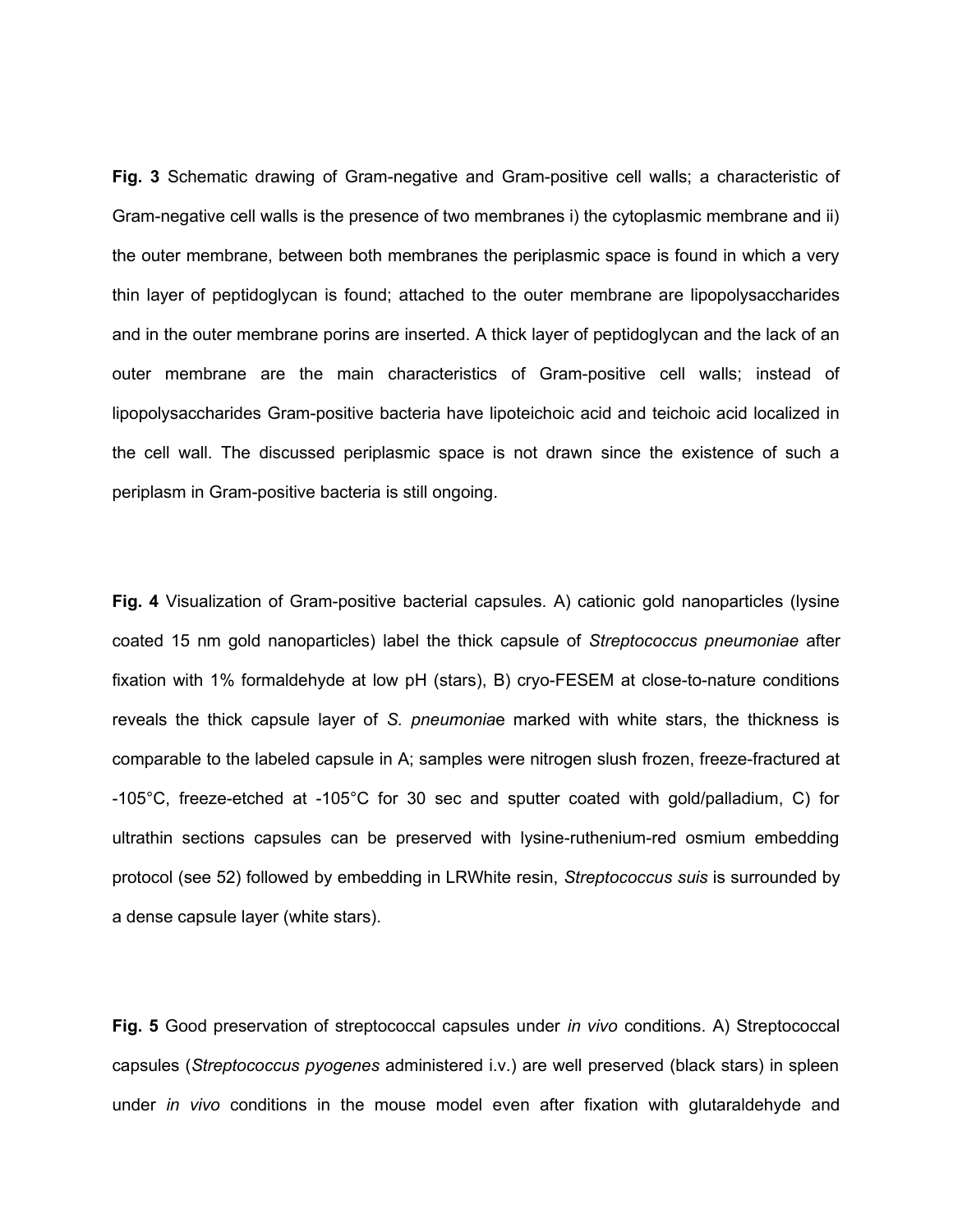**Fig. 3** Schematic drawing of Gram-negative and Gram-positive cell walls; a characteristic of Gram-negative cell walls is the presence of two membranes i) the cytoplasmic membrane and ii) the outer membrane, between both membranes the periplasmic space is found in which a very thin layer of peptidoglycan is found; attached to the outer membrane are lipopolysaccharides and in the outer membrane porins are inserted. A thick layer of peptidoglycan and the lack of an outer membrane are the main characteristics of Gram-positive cell walls; instead of lipopolysaccharides Gram-positive bacteria have lipoteichoic acid and teichoic acid localized in the cell wall. The discussed periplasmic space is not drawn since the existence of such a periplasm in Gram-positive bacteria is still ongoing.

**Fig. 4** Visualization of Gram-positive bacterial capsules. A) cationic gold nanoparticles (lysine coated 15 nm gold nanoparticles) label the thick capsule of *Streptococcus pneumoniae* after fixation with 1% formaldehyde at low pH (stars), B) cryo-FESEM at close-to-nature conditions reveals the thick capsule layer of *S. pneumonia*e marked with white stars, the thickness is comparable to the labeled capsule in A; samples were nitrogen slush frozen, freeze-fractured at -105°C, freeze-etched at -105°C for 30 sec and sputter coated with gold/palladium, C) for ultrathin sections capsules can be preserved with lysine-ruthenium-red osmium embedding protocol (see 52) followed by embedding in LRWhite resin, *Streptococcus suis* is surrounded by a dense capsule layer (white stars).

**Fig. 5** Good preservation of streptococcal capsules under *in vivo* conditions. A) Streptococcal capsules (*Streptococcus pyogenes* administered i.v.) are well preserved (black stars) in spleen under *in vivo* conditions in the mouse model even after fixation with glutaraldehyde and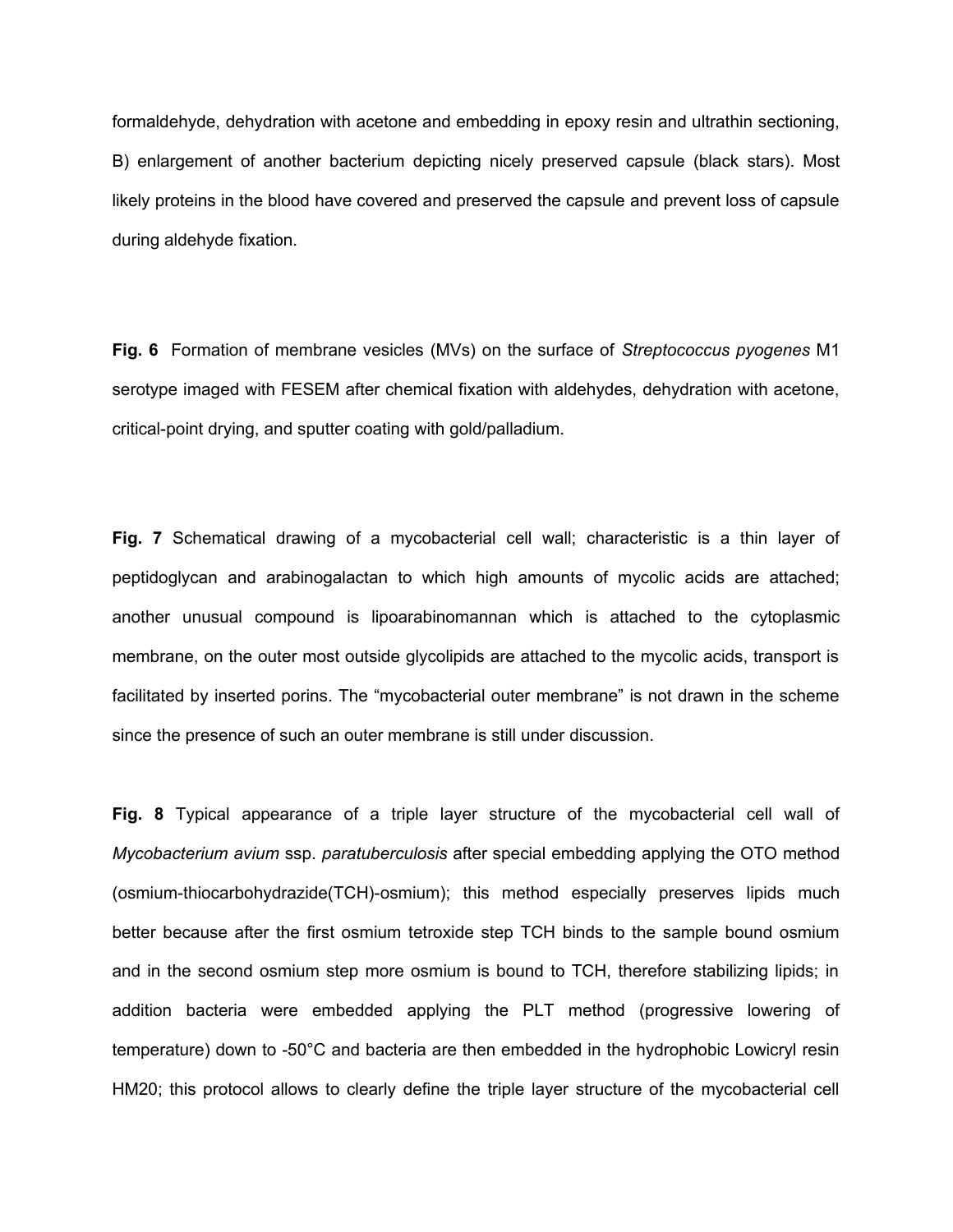formaldehyde, dehydration with acetone and embedding in epoxy resin and ultrathin sectioning, B) enlargement of another bacterium depicting nicely preserved capsule (black stars). Most likely proteins in the blood have covered and preserved the capsule and prevent loss of capsule during aldehyde fixation.

**Fig. 6** Formation of membrane vesicles (MVs) on the surface of *Streptococcus pyogenes* M1 serotype imaged with FESEM after chemical fixation with aldehydes, dehydration with acetone, critical-point drying, and sputter coating with gold/palladium.

**Fig. 7** Schematical drawing of a mycobacterial cell wall; characteristic is a thin layer of peptidoglycan and arabinogalactan to which high amounts of mycolic acids are attached; another unusual compound is lipoarabinomannan which is attached to the cytoplasmic membrane, on the outer most outside glycolipids are attached to the mycolic acids, transport is facilitated by inserted porins. The "mycobacterial outer membrane" is not drawn in the scheme since the presence of such an outer membrane is still under discussion.

**Fig. 8** Typical appearance of a triple layer structure of the mycobacterial cell wall of *Mycobacterium avium* ssp. *paratuberculosis* after special embedding applying the OTO method (osmium-thiocarbohydrazide(TCH)-osmium); this method especially preserves lipids much better because after the first osmium tetroxide step TCH binds to the sample bound osmium and in the second osmium step more osmium is bound to TCH, therefore stabilizing lipids; in addition bacteria were embedded applying the PLT method (progressive lowering of temperature) down to -50°C and bacteria are then embedded in the hydrophobic Lowicryl resin HM20; this protocol allows to clearly define the triple layer structure of the mycobacterial cell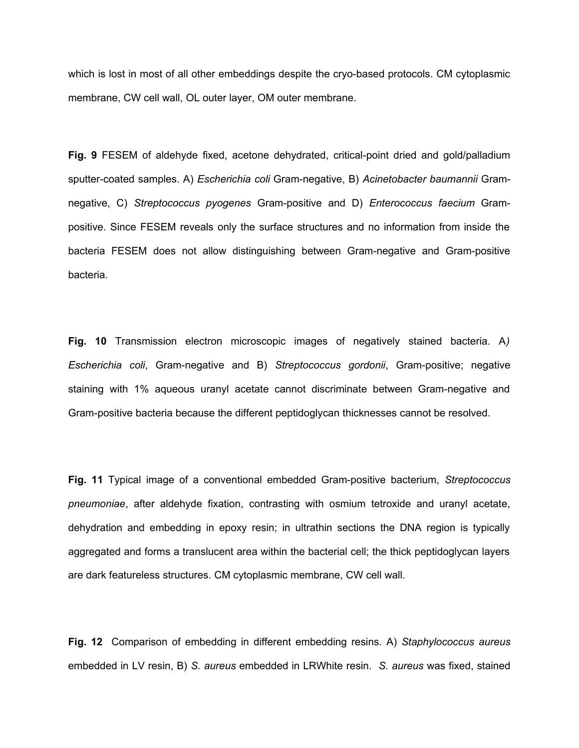which is lost in most of all other embeddings despite the cryo-based protocols. CM cytoplasmic membrane, CW cell wall, OL outer layer, OM outer membrane.

**Fig. 9** FESEM of aldehyde fixed, acetone dehydrated, critical-point dried and gold/palladium sputter-coated samples. A) *Escherichia coli* Gram-negative, B) *Acinetobacter baumannii* Gram-negative, C) *Streptococcus pyogenes* Gram-positive and D) *Enterococcus faecium* Gram-positive. Since FESEM reveals only the surface structures and no information from inside the bacteria FESEM does not allow distinguishing between Gram-negative and Gram-positive bacteria.

**Fig. 10** Transmission electron microscopic images of negatively stained bacteria. A*)* *Escherichia coli*, Gram-negative and B) *Streptococcus gordonii*, Gram-positive; negative staining with 1% aqueous uranyl acetate cannot discriminate between Gram-negative and Gram-positive bacteria because the different peptidoglycan thicknesses cannot be resolved.

**Fig. 11** Typical image of a conventional embedded Gram-positive bacterium, *Streptococcus pneumoniae*, after aldehyde fixation, contrasting with osmium tetroxide and uranyl acetate, dehydration and embedding in epoxy resin; in ultrathin sections the DNA region is typically aggregated and forms a translucent area within the bacterial cell; the thick peptidoglycan layers are dark featureless structures. CM cytoplasmic membrane, CW cell wall.

**Fig. 12** Comparison of embedding in different embedding resins. A) *Staphylococcus aureus* embedded in LV resin, B) *S. aureus* embedded in LRWhite resin. *S. aureus* was fixed, stained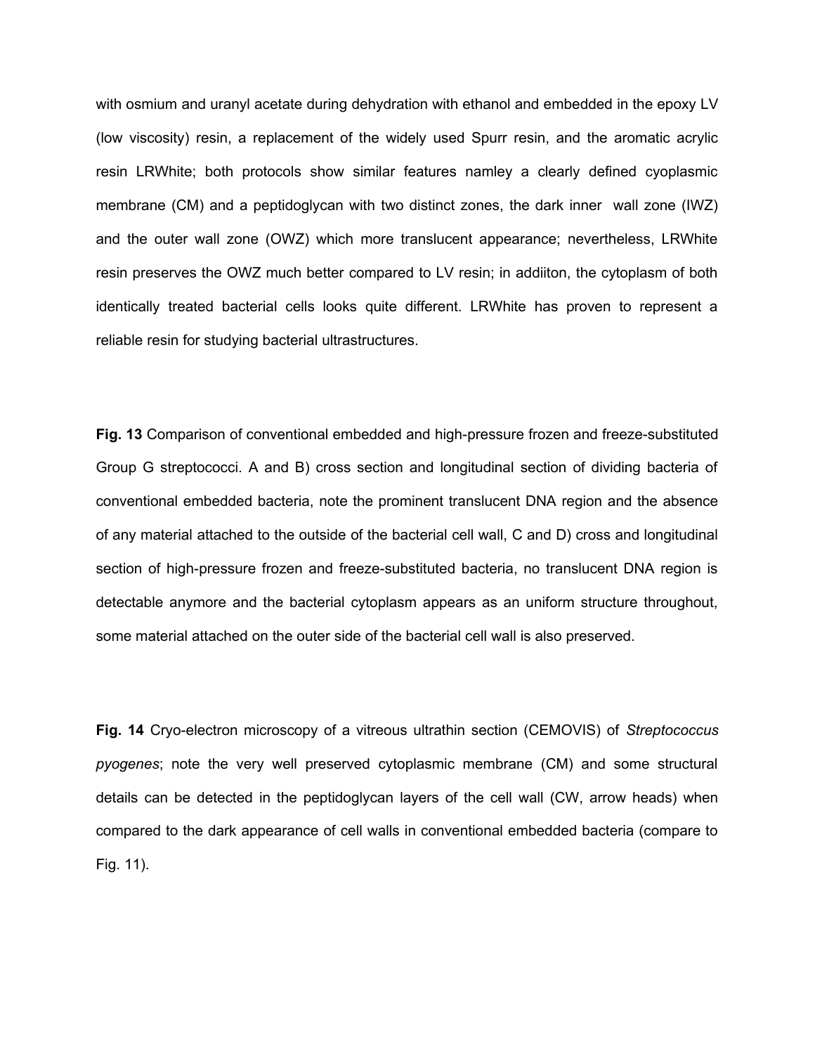with osmium and uranyl acetate during dehydration with ethanol and embedded in the epoxy LV (low viscosity) resin, a replacement of the widely used Spurr resin, and the aromatic acrylic resin LRWhite; both protocols show similar features namley a clearly defined cyoplasmic membrane (CM) and a peptidoglycan with two distinct zones, the dark inner wall zone (IWZ) and the outer wall zone (OWZ) which more translucent appearance; nevertheless, LRWhite resin preserves the OWZ much better compared to LV resin; in addiiton, the cytoplasm of both identically treated bacterial cells looks quite different. LRWhite has proven to represent a reliable resin for studying bacterial ultrastructures.

**Fig. 13** Comparison of conventional embedded and high-pressure frozen and freeze-substituted Group G streptococci. A and B) cross section and longitudinal section of dividing bacteria of conventional embedded bacteria, note the prominent translucent DNA region and the absence of any material attached to the outside of the bacterial cell wall, C and D) cross and longitudinal section of high-pressure frozen and freeze-substituted bacteria, no translucent DNA region is detectable anymore and the bacterial cytoplasm appears as an uniform structure throughout, some material attached on the outer side of the bacterial cell wall is also preserved.

**Fig. 14** Cryo-electron microscopy of a vitreous ultrathin section (CEMOVIS) of *Streptococcus pyogenes*; note the very well preserved cytoplasmic membrane (CM) and some structural details can be detected in the peptidoglycan layers of the cell wall (CW, arrow heads) when compared to the dark appearance of cell walls in conventional embedded bacteria (compare to Fig. 11).